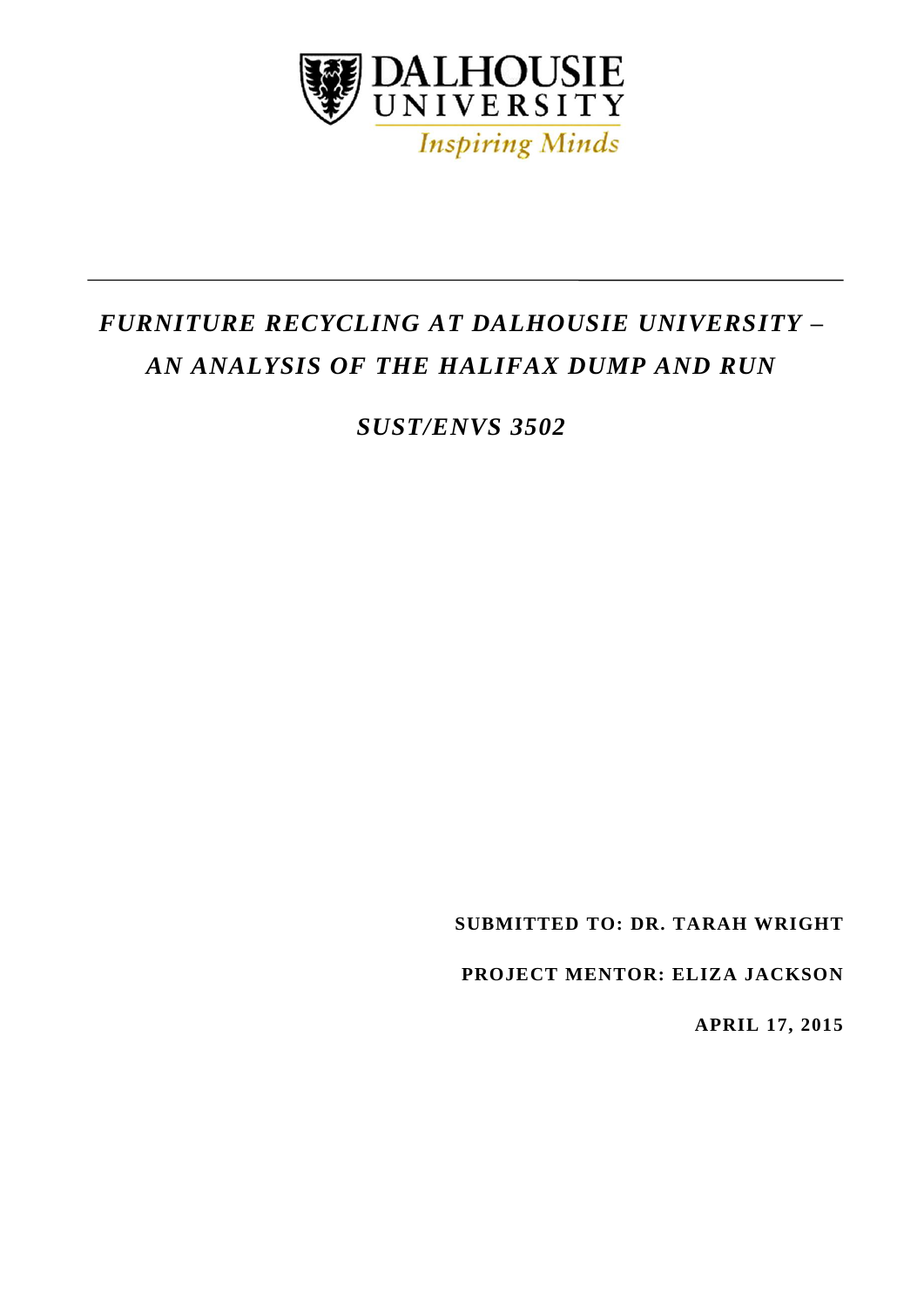DALHOUSIE UNIVERSITY

*Inspiring Minds*

---

# *FURNITURE RECYCLING AT DALHOUSIE UNIVERSITY – AN ANALYSIS OF THE HALIFAX DUMP AND RUN*

## *SUST/ENVS 3502*

**SUBMITTED TO: DR. TARAH WRIGHT**

**PROJECT MENTOR: ELIZA JACKSON**

**APRIL 17, 2015**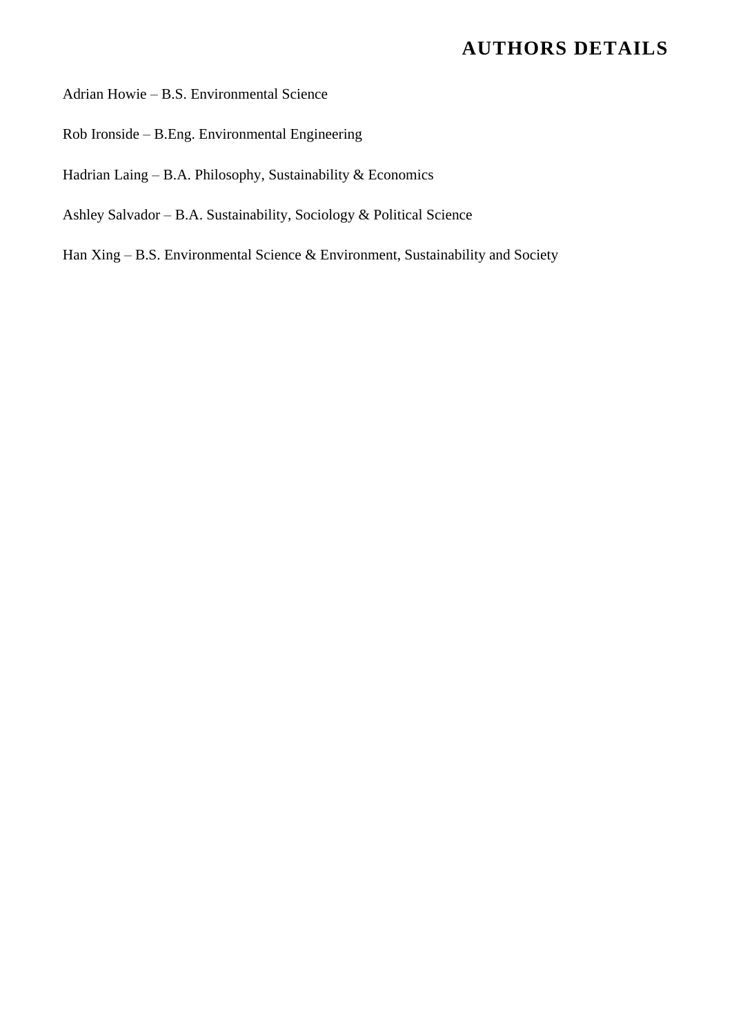# AUTHORS DETAILS

Adrian Howie – B.S. Environmental Science

Rob Ironside – B.Eng. Environmental Engineering

Hadrian Laing – B.A. Philosophy, Sustainability & Economics

Ashley Salvador – B.A. Sustainability, Sociology & Political Science

Han Xing – B.S. Environmental Science & Environment, Sustainability and Society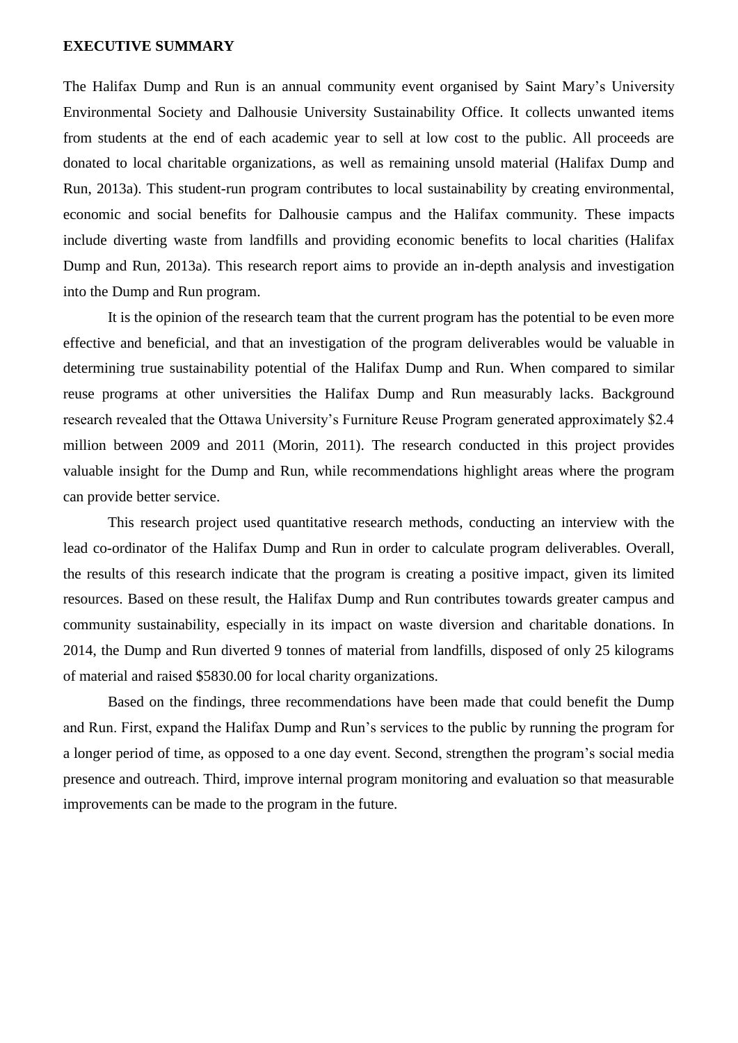## EXECUTIVE SUMMARY

The Halifax Dump and Run is an annual community event organised by Saint Mary's University Environmental Society and Dalhousie University Sustainability Office. It collects unwanted items from students at the end of each academic year to sell at low cost to the public. All proceeds are donated to local charitable organizations, as well as remaining unsold material (Halifax Dump and Run, 2013a). This student-run program contributes to local sustainability by creating environmental, economic and social benefits for Dalhousie campus and the Halifax community. These impacts include diverting waste from landfills and providing economic benefits to local charities (Halifax Dump and Run, 2013a). This research report aims to provide an in-depth analysis and investigation into the Dump and Run program.

It is the opinion of the research team that the current program has the potential to be even more effective and beneficial, and that an investigation of the program deliverables would be valuable in determining true sustainability potential of the Halifax Dump and Run. When compared to similar reuse programs at other universities the Halifax Dump and Run measurably lacks. Background research revealed that the Ottawa University's Furniture Reuse Program generated approximately $2.4 million between 2009 and 2011 (Morin, 2011). The research conducted in this project provides valuable insight for the Dump and Run, while recommendations highlight areas where the program can provide better service.

This research project used quantitative research methods, conducting an interview with the lead co-ordinator of the Halifax Dump and Run in order to calculate program deliverables. Overall, the results of this research indicate that the program is creating a positive impact, given its limited resources. Based on these result, the Halifax Dump and Run contributes towards greater campus and community sustainability, especially in its impact on waste diversion and charitable donations. In 2014, the Dump and Run diverted 9 tonnes of material from landfills, disposed of only 25 kilograms of material and raised $5830.00 for local charity organizations.

Based on the findings, three recommendations have been made that could benefit the Dump and Run. First, expand the Halifax Dump and Run's services to the public by running the program for a longer period of time, as opposed to a one day event. Second, strengthen the program's social media presence and outreach. Third, improve internal program monitoring and evaluation so that measurable improvements can be made to the program in the future.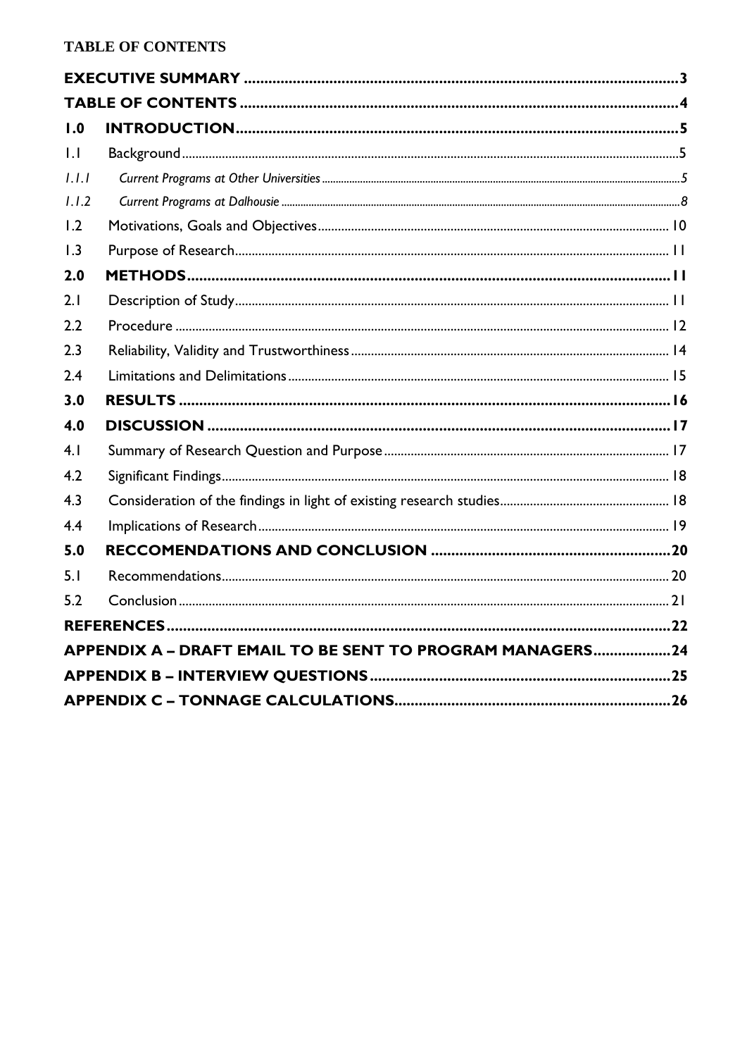# TABLE OF CONTENTS

| | | |
|---|---|---|
| **EXECUTIVE SUMMARY** | | **3** |
| **TABLE OF CONTENTS** | | **4** |
| **1.0** | **INTRODUCTION** | **5** |
| 1.1 | Background | 5 |
| *1.1.1* | *Current Programs at Other Universities* | *5* |
| *1.1.2* | *Current Programs at Dalhousie* | *8* |
| 1.2 | Motivations, Goals and Objectives | 10 |
| 1.3 | Purpose of Research | 11 |
| **2.0** | **METHODS** | **11** |
| 2.1 | Description of Study | 11 |
| 2.2 | Procedure | 12 |
| 2.3 | Reliability, Validity and Trustworthiness | 14 |
| 2.4 | Limitations and Delimitations | 15 |
| **3.0** | **RESULTS** | **16** |
| **4.0** | **DISCUSSION** | **17** |
| 4.1 | Summary of Research Question and Purpose | 17 |
| 4.2 | Significant Findings | 18 |
| 4.3 | Consideration of the findings in light of existing research studies | 18 |
| 4.4 | Implications of Research | 19 |
| **5.0** | **RECCOMENDATIONS AND CONCLUSION** | **20** |
| 5.1 | Recommendations | 20 |
| 5.2 | Conclusion | 21 |
| **REFERENCES** | | **22** |
| **APPENDIX A – DRAFT EMAIL TO BE SENT TO PROGRAM MANAGERS** | | **24** |
| **APPENDIX B – INTERVIEW QUESTIONS** | | **25** |
| **APPENDIX C – TONNAGE CALCULATIONS** | | **26** |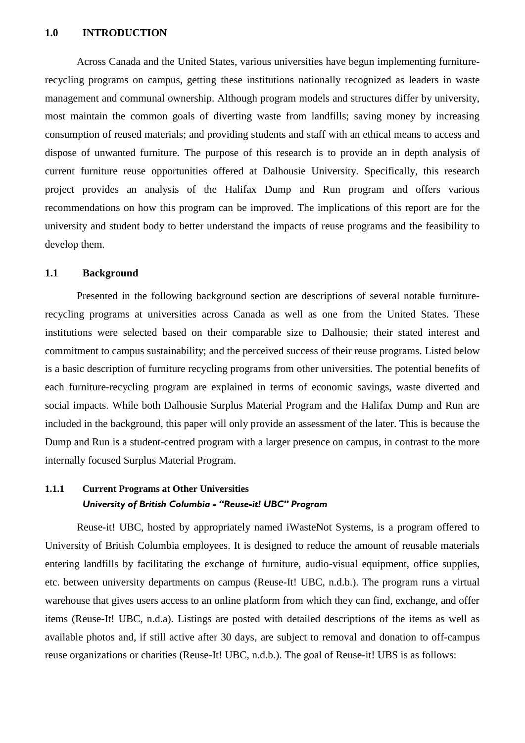# 1.0 INTRODUCTION

Across Canada and the United States, various universities have begun implementing furniture-recycling programs on campus, getting these institutions nationally recognized as leaders in waste management and communal ownership. Although program models and structures differ by university, most maintain the common goals of diverting waste from landfills; saving money by increasing consumption of reused materials; and providing students and staff with an ethical means to access and dispose of unwanted furniture. The purpose of this research is to provide an in depth analysis of current furniture reuse opportunities offered at Dalhousie University. Specifically, this research project provides an analysis of the Halifax Dump and Run program and offers various recommendations on how this program can be improved. The implications of this report are for the university and student body to better understand the impacts of reuse programs and the feasibility to develop them.

## 1.1 Background

Presented in the following background section are descriptions of several notable furniture-recycling programs at universities across Canada as well as one from the United States. These institutions were selected based on their comparable size to Dalhousie; their stated interest and commitment to campus sustainability; and the perceived success of their reuse programs. Listed below is a basic description of furniture recycling programs from other universities. The potential benefits of each furniture-recycling program are explained in terms of economic savings, waste diverted and social impacts. While both Dalhousie Surplus Material Program and the Halifax Dump and Run are included in the background, this paper will only provide an assessment of the later. This is because the Dump and Run is a student-centred program with a larger presence on campus, in contrast to the more internally focused Surplus Material Program.

### 1.1.1 Current Programs at Other Universities

***University of British Columbia - "Reuse-it! UBC" Program***

Reuse-it! UBC, hosted by appropriately named iWasteNot Systems, is a program offered to University of British Columbia employees. It is designed to reduce the amount of reusable materials entering landfills by facilitating the exchange of furniture, audio-visual equipment, office supplies, etc. between university departments on campus (Reuse-It! UBC, n.d.b.). The program runs a virtual warehouse that gives users access to an online platform from which they can find, exchange, and offer items (Reuse-It! UBC, n.d.a). Listings are posted with detailed descriptions of the items as well as available photos and, if still active after 30 days, are subject to removal and donation to off-campus reuse organizations or charities (Reuse-It! UBC, n.d.b.). The goal of Reuse-it! UBS is as follows: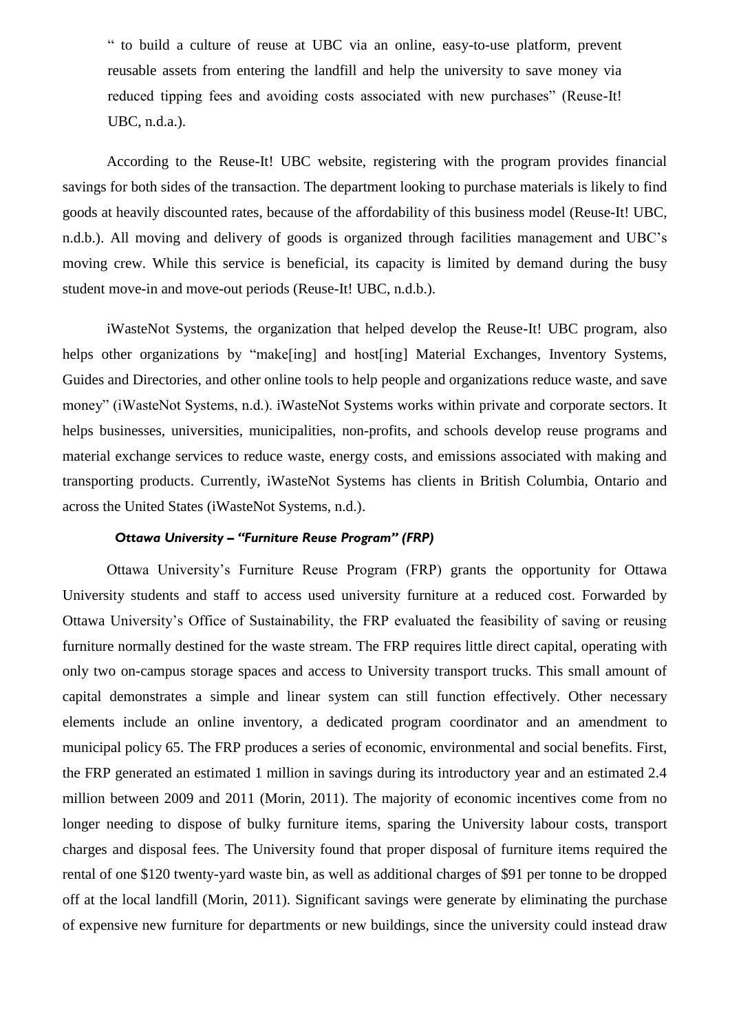> “ to build a culture of reuse at UBC via an online, easy-to-use platform, prevent reusable assets from entering the landfill and help the university to save money via reduced tipping fees and avoiding costs associated with new purchases” (Reuse-It! UBC, n.d.a.).

According to the Reuse-It! UBC website, registering with the program provides financial savings for both sides of the transaction. The department looking to purchase materials is likely to find goods at heavily discounted rates, because of the affordability of this business model (Reuse-It! UBC, n.d.b.). All moving and delivery of goods is organized through facilities management and UBC’s moving crew. While this service is beneficial, its capacity is limited by demand during the busy student move-in and move-out periods (Reuse-It! UBC, n.d.b.).

iWasteNot Systems, the organization that helped develop the Reuse-It! UBC program, also helps other organizations by “make[ing] and host[ing] Material Exchanges, Inventory Systems, Guides and Directories, and other online tools to help people and organizations reduce waste, and save money” (iWasteNot Systems, n.d.). iWasteNot Systems works within private and corporate sectors. It helps businesses, universities, municipalities, non-profits, and schools develop reuse programs and material exchange services to reduce waste, energy costs, and emissions associated with making and transporting products. Currently, iWasteNot Systems has clients in British Columbia, Ontario and across the United States (iWasteNot Systems, n.d.).

#### *Ottawa University – “Furniture Reuse Program” (FRP)*

Ottawa University’s Furniture Reuse Program (FRP) grants the opportunity for Ottawa University students and staff to access used university furniture at a reduced cost. Forwarded by Ottawa University’s Office of Sustainability, the FRP evaluated the feasibility of saving or reusing furniture normally destined for the waste stream. The FRP requires little direct capital, operating with only two on-campus storage spaces and access to University transport trucks. This small amount of capital demonstrates a simple and linear system can still function effectively. Other necessary elements include an online inventory, a dedicated program coordinator and an amendment to municipal policy 65. The FRP produces a series of economic, environmental and social benefits. First, the FRP generated an estimated 1 million in savings during its introductory year and an estimated 2.4 million between 2009 and 2011 (Morin, 2011). The majority of economic incentives come from no longer needing to dispose of bulky furniture items, sparing the University labour costs, transport charges and disposal fees. The University found that proper disposal of furniture items required the rental of one $120 twenty-yard waste bin, as well as additional charges of $91 per tonne to be dropped off at the local landfill (Morin, 2011). Significant savings were generate by eliminating the purchase of expensive new furniture for departments or new buildings, since the university could instead draw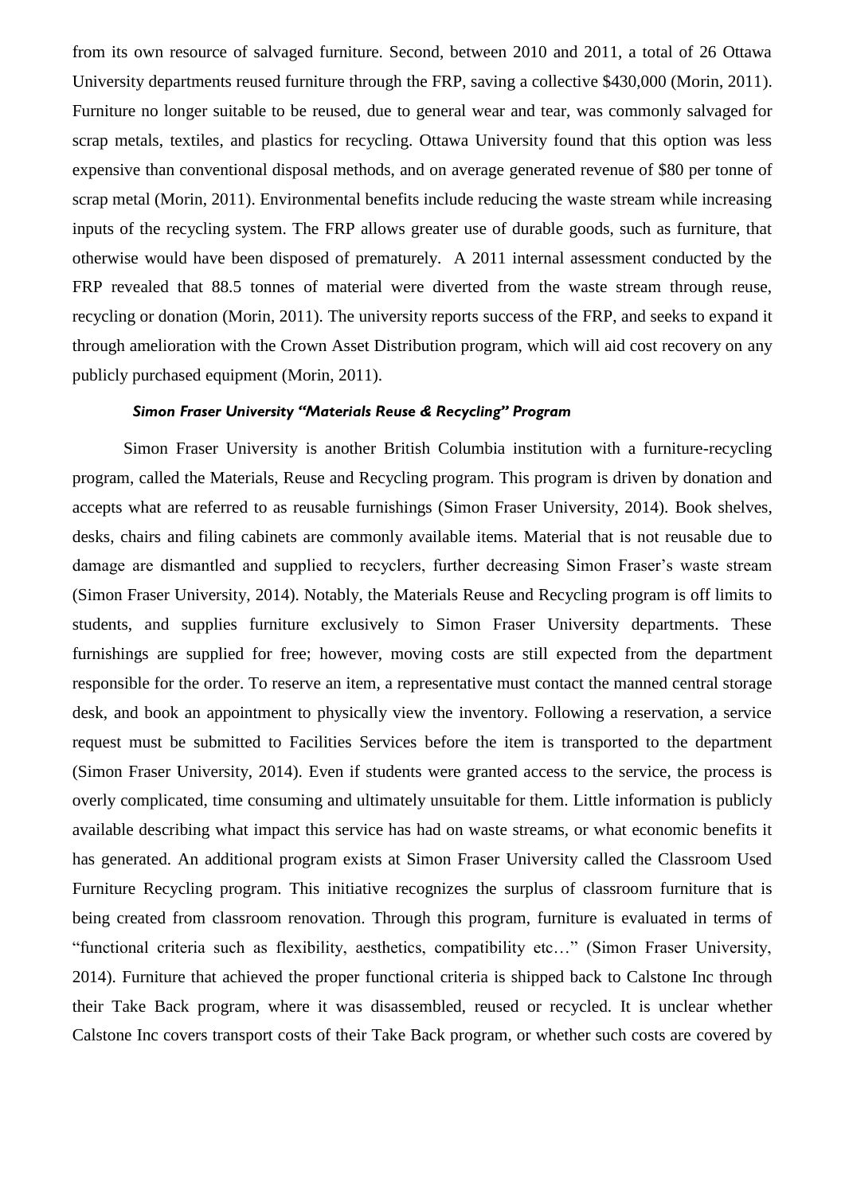from its own resource of salvaged furniture. Second, between 2010 and 2011, a total of 26 Ottawa University departments reused furniture through the FRP, saving a collective $430,000 (Morin, 2011). Furniture no longer suitable to be reused, due to general wear and tear, was commonly salvaged for scrap metals, textiles, and plastics for recycling. Ottawa University found that this option was less expensive than conventional disposal methods, and on average generated revenue of $80 per tonne of scrap metal (Morin, 2011). Environmental benefits include reducing the waste stream while increasing inputs of the recycling system. The FRP allows greater use of durable goods, such as furniture, that otherwise would have been disposed of prematurely. A 2011 internal assessment conducted by the FRP revealed that 88.5 tonnes of material were diverted from the waste stream through reuse, recycling or donation (Morin, 2011). The university reports success of the FRP, and seeks to expand it through amelioration with the Crown Asset Distribution program, which will aid cost recovery on any publicly purchased equipment (Morin, 2011).

### *Simon Fraser University "Materials Reuse & Recycling" Program*

Simon Fraser University is another British Columbia institution with a furniture-recycling program, called the Materials, Reuse and Recycling program. This program is driven by donation and accepts what are referred to as reusable furnishings (Simon Fraser University, 2014). Book shelves, desks, chairs and filing cabinets are commonly available items. Material that is not reusable due to damage are dismantled and supplied to recyclers, further decreasing Simon Fraser's waste stream (Simon Fraser University, 2014). Notably, the Materials Reuse and Recycling program is off limits to students, and supplies furniture exclusively to Simon Fraser University departments. These furnishings are supplied for free; however, moving costs are still expected from the department responsible for the order. To reserve an item, a representative must contact the manned central storage desk, and book an appointment to physically view the inventory. Following a reservation, a service request must be submitted to Facilities Services before the item is transported to the department (Simon Fraser University, 2014). Even if students were granted access to the service, the process is overly complicated, time consuming and ultimately unsuitable for them. Little information is publicly available describing what impact this service has had on waste streams, or what economic benefits it has generated. An additional program exists at Simon Fraser University called the Classroom Used Furniture Recycling program. This initiative recognizes the surplus of classroom furniture that is being created from classroom renovation. Through this program, furniture is evaluated in terms of "functional criteria such as flexibility, aesthetics, compatibility etc…" (Simon Fraser University, 2014). Furniture that achieved the proper functional criteria is shipped back to Calstone Inc through their Take Back program, where it was disassembled, reused or recycled. It is unclear whether Calstone Inc covers transport costs of their Take Back program, or whether such costs are covered by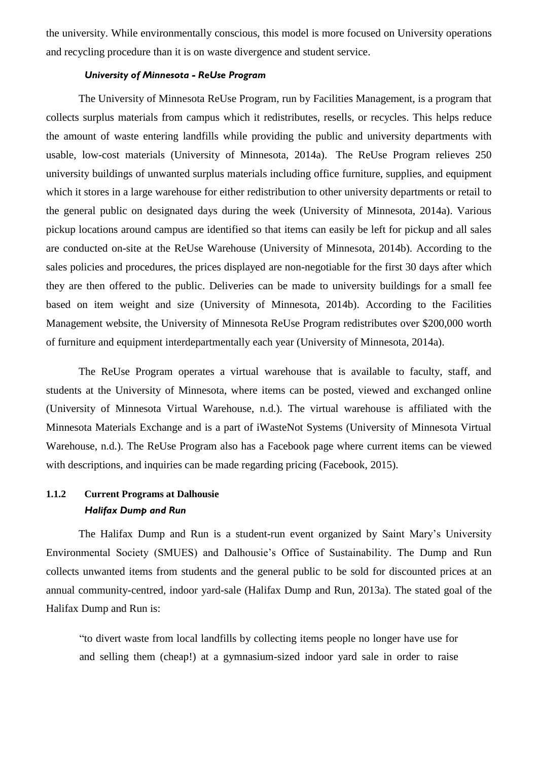the university. While environmentally conscious, this model is more focused on University operations and recycling procedure than it is on waste divergence and student service.

#### *University of Minnesota - ReUse Program*

The University of Minnesota ReUse Program, run by Facilities Management, is a program that collects surplus materials from campus which it redistributes, resells, or recycles. This helps reduce the amount of waste entering landfills while providing the public and university departments with usable, low-cost materials (University of Minnesota, 2014a). The ReUse Program relieves 250 university buildings of unwanted surplus materials including office furniture, supplies, and equipment which it stores in a large warehouse for either redistribution to other university departments or retail to the general public on designated days during the week (University of Minnesota, 2014a). Various pickup locations around campus are identified so that items can easily be left for pickup and all sales are conducted on-site at the ReUse Warehouse (University of Minnesota, 2014b). According to the sales policies and procedures, the prices displayed are non-negotiable for the first 30 days after which they are then offered to the public. Deliveries can be made to university buildings for a small fee based on item weight and size (University of Minnesota, 2014b). According to the Facilities Management website, the University of Minnesota ReUse Program redistributes over $200,000 worth of furniture and equipment interdepartmentally each year (University of Minnesota, 2014a).

The ReUse Program operates a virtual warehouse that is available to faculty, staff, and students at the University of Minnesota, where items can be posted, viewed and exchanged online (University of Minnesota Virtual Warehouse, n.d.). The virtual warehouse is affiliated with the Minnesota Materials Exchange and is a part of iWasteNot Systems (University of Minnesota Virtual Warehouse, n.d.). The ReUse Program also has a Facebook page where current items can be viewed with descriptions, and inquiries can be made regarding pricing (Facebook, 2015).

### 1.1.2 Current Programs at Dalhousie

#### *Halifax Dump and Run*

The Halifax Dump and Run is a student-run event organized by Saint Mary's University Environmental Society (SMUES) and Dalhousie's Office of Sustainability. The Dump and Run collects unwanted items from students and the general public to be sold for discounted prices at an annual community-centred, indoor yard-sale (Halifax Dump and Run, 2013a). The stated goal of the Halifax Dump and Run is:

> "to divert waste from local landfills by collecting items people no longer have use for and selling them (cheap!) at a gymnasium-sized indoor yard sale in order to raise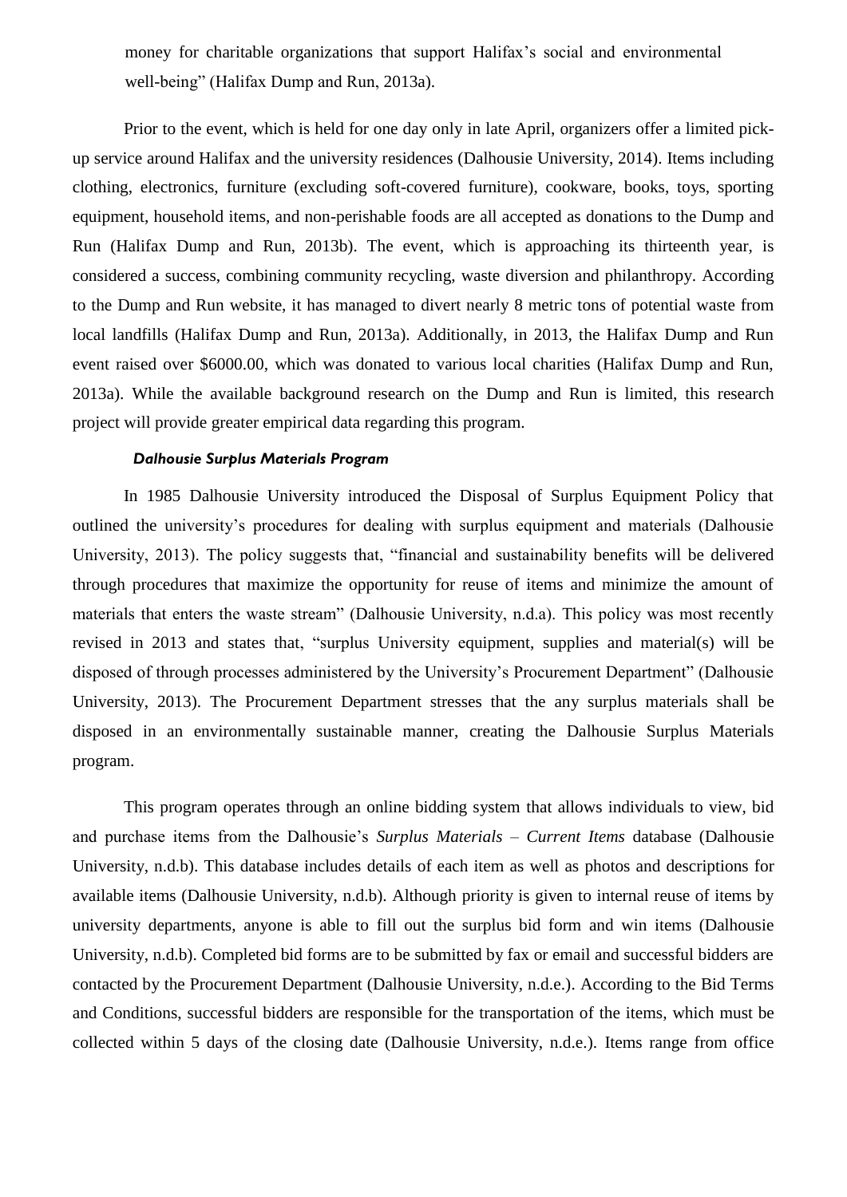money for charitable organizations that support Halifax's social and environmental well-being" (Halifax Dump and Run, 2013a).

Prior to the event, which is held for one day only in late April, organizers offer a limited pick-up service around Halifax and the university residences (Dalhousie University, 2014). Items including clothing, electronics, furniture (excluding soft-covered furniture), cookware, books, toys, sporting equipment, household items, and non-perishable foods are all accepted as donations to the Dump and Run (Halifax Dump and Run, 2013b). The event, which is approaching its thirteenth year, is considered a success, combining community recycling, waste diversion and philanthropy. According to the Dump and Run website, it has managed to divert nearly 8 metric tons of potential waste from local landfills (Halifax Dump and Run, 2013a). Additionally, in 2013, the Halifax Dump and Run event raised over $6000.00, which was donated to various local charities (Halifax Dump and Run, 2013a). While the available background research on the Dump and Run is limited, this research project will provide greater empirical data regarding this program.

#### *Dalhousie Surplus Materials Program*

In 1985 Dalhousie University introduced the Disposal of Surplus Equipment Policy that outlined the university's procedures for dealing with surplus equipment and materials (Dalhousie University, 2013). The policy suggests that, "financial and sustainability benefits will be delivered through procedures that maximize the opportunity for reuse of items and minimize the amount of materials that enters the waste stream" (Dalhousie University, n.d.a). This policy was most recently revised in 2013 and states that, "surplus University equipment, supplies and material(s) will be disposed of through processes administered by the University's Procurement Department" (Dalhousie University, 2013). The Procurement Department stresses that the any surplus materials shall be disposed in an environmentally sustainable manner, creating the Dalhousie Surplus Materials program.

This program operates through an online bidding system that allows individuals to view, bid and purchase items from the Dalhousie's *Surplus Materials – Current Items* database (Dalhousie University, n.d.b). This database includes details of each item as well as photos and descriptions for available items (Dalhousie University, n.d.b). Although priority is given to internal reuse of items by university departments, anyone is able to fill out the surplus bid form and win items (Dalhousie University, n.d.b). Completed bid forms are to be submitted by fax or email and successful bidders are contacted by the Procurement Department (Dalhousie University, n.d.e.). According to the Bid Terms and Conditions, successful bidders are responsible for the transportation of the items, which must be collected within 5 days of the closing date (Dalhousie University, n.d.e.). Items range from office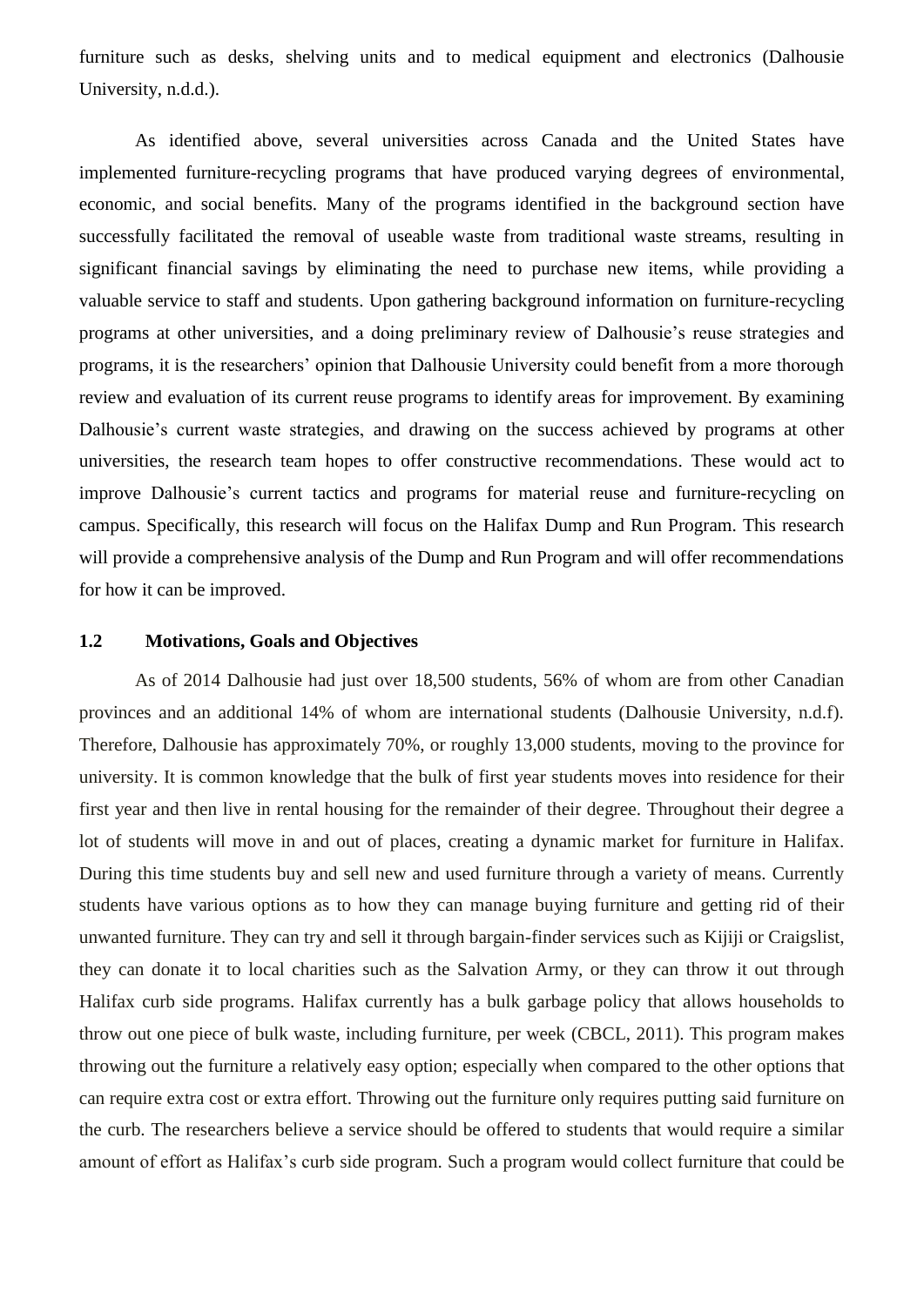furniture such as desks, shelving units and to medical equipment and electronics (Dalhousie University, n.d.d.).

As identified above, several universities across Canada and the United States have implemented furniture-recycling programs that have produced varying degrees of environmental, economic, and social benefits. Many of the programs identified in the background section have successfully facilitated the removal of useable waste from traditional waste streams, resulting in significant financial savings by eliminating the need to purchase new items, while providing a valuable service to staff and students. Upon gathering background information on furniture-recycling programs at other universities, and a doing preliminary review of Dalhousie's reuse strategies and programs, it is the researchers' opinion that Dalhousie University could benefit from a more thorough review and evaluation of its current reuse programs to identify areas for improvement. By examining Dalhousie's current waste strategies, and drawing on the success achieved by programs at other universities, the research team hopes to offer constructive recommendations. These would act to improve Dalhousie's current tactics and programs for material reuse and furniture-recycling on campus. Specifically, this research will focus on the Halifax Dump and Run Program. This research will provide a comprehensive analysis of the Dump and Run Program and will offer recommendations for how it can be improved.

### 1.2 Motivations, Goals and Objectives

As of 2014 Dalhousie had just over 18,500 students, 56% of whom are from other Canadian provinces and an additional 14% of whom are international students (Dalhousie University, n.d.f). Therefore, Dalhousie has approximately 70%, or roughly 13,000 students, moving to the province for university. It is common knowledge that the bulk of first year students moves into residence for their first year and then live in rental housing for the remainder of their degree. Throughout their degree a lot of students will move in and out of places, creating a dynamic market for furniture in Halifax. During this time students buy and sell new and used furniture through a variety of means. Currently students have various options as to how they can manage buying furniture and getting rid of their unwanted furniture. They can try and sell it through bargain-finder services such as Kijiji or Craigslist, they can donate it to local charities such as the Salvation Army, or they can throw it out through Halifax curb side programs. Halifax currently has a bulk garbage policy that allows households to throw out one piece of bulk waste, including furniture, per week (CBCL, 2011). This program makes throwing out the furniture a relatively easy option; especially when compared to the other options that can require extra cost or extra effort. Throwing out the furniture only requires putting said furniture on the curb. The researchers believe a service should be offered to students that would require a similar amount of effort as Halifax's curb side program. Such a program would collect furniture that could be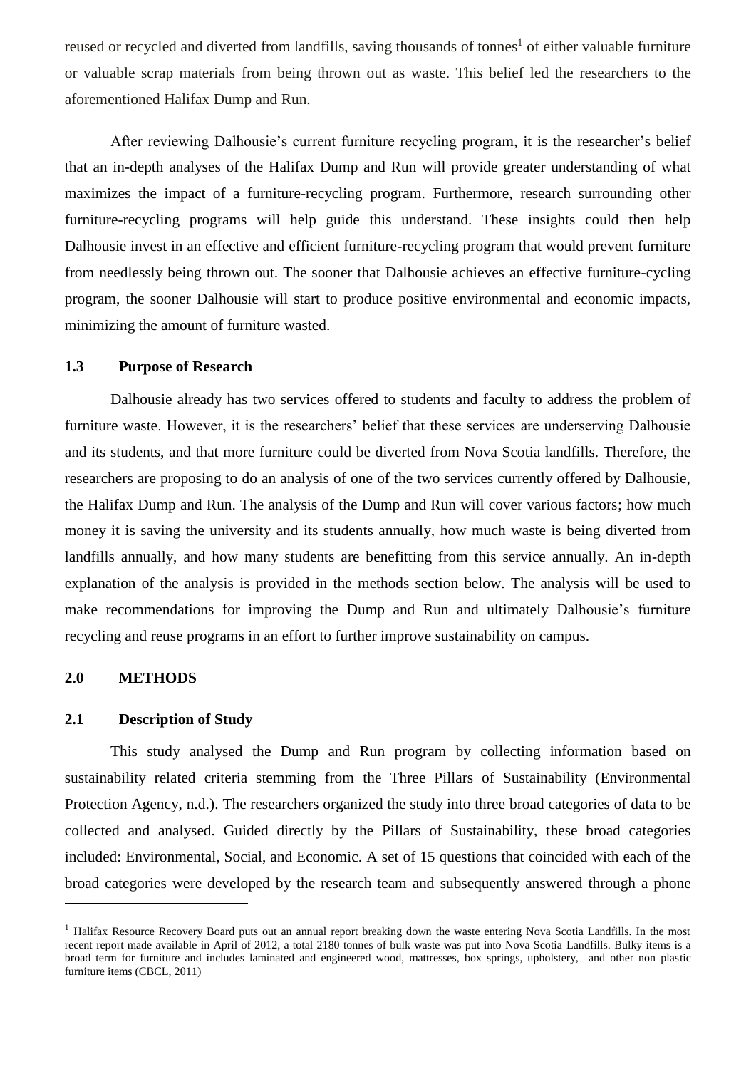reused or recycled and diverted from landfills, saving thousands of tonnes[1] of either valuable furniture or valuable scrap materials from being thrown out as waste. This belief led the researchers to the aforementioned Halifax Dump and Run.

After reviewing Dalhousie's current furniture recycling program, it is the researcher's belief that an in-depth analyses of the Halifax Dump and Run will provide greater understanding of what maximizes the impact of a furniture-recycling program. Furthermore, research surrounding other furniture-recycling programs will help guide this understand. These insights could then help Dalhousie invest in an effective and efficient furniture-recycling program that would prevent furniture from needlessly being thrown out. The sooner that Dalhousie achieves an effective furniture-cycling program, the sooner Dalhousie will start to produce positive environmental and economic impacts, minimizing the amount of furniture wasted.

### 1.3 Purpose of Research

Dalhousie already has two services offered to students and faculty to address the problem of furniture waste. However, it is the researchers' belief that these services are underserving Dalhousie and its students, and that more furniture could be diverted from Nova Scotia landfills. Therefore, the researchers are proposing to do an analysis of one of the two services currently offered by Dalhousie, the Halifax Dump and Run. The analysis of the Dump and Run will cover various factors; how much money it is saving the university and its students annually, how much waste is being diverted from landfills annually, and how many students are benefitting from this service annually. An in-depth explanation of the analysis is provided in the methods section below. The analysis will be used to make recommendations for improving the Dump and Run and ultimately Dalhousie's furniture recycling and reuse programs in an effort to further improve sustainability on campus.

## 2.0 METHODS

### 2.1 Description of Study

This study analysed the Dump and Run program by collecting information based on sustainability related criteria stemming from the Three Pillars of Sustainability (Environmental Protection Agency, n.d.). The researchers organized the study into three broad categories of data to be collected and analysed. Guided directly by the Pillars of Sustainability, these broad categories included: Environmental, Social, and Economic. A set of 15 questions that coincided with each of the broad categories were developed by the research team and subsequently answered through a phone

---

[1] Halifax Resource Recovery Board puts out an annual report breaking down the waste entering Nova Scotia Landfills. In the most recent report made available in April of 2012, a total 2180 tonnes of bulk waste was put into Nova Scotia Landfills. Bulky items is a broad term for furniture and includes laminated and engineered wood, mattresses, box springs, upholstery, and other non plastic furniture items (CBCL, 2011)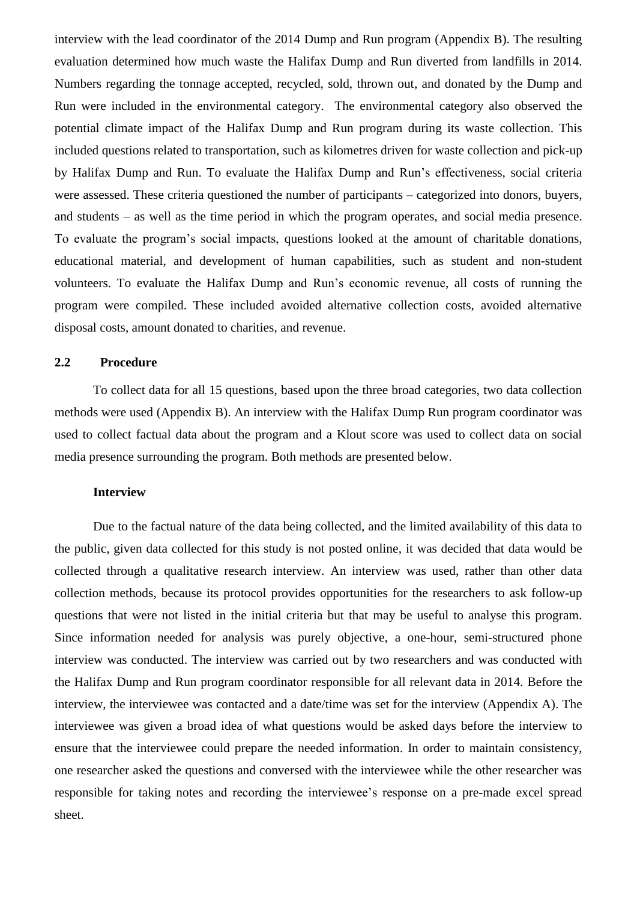interview with the lead coordinator of the 2014 Dump and Run program (Appendix B). The resulting evaluation determined how much waste the Halifax Dump and Run diverted from landfills in 2014. Numbers regarding the tonnage accepted, recycled, sold, thrown out, and donated by the Dump and Run were included in the environmental category. The environmental category also observed the potential climate impact of the Halifax Dump and Run program during its waste collection. This included questions related to transportation, such as kilometres driven for waste collection and pick-up by Halifax Dump and Run. To evaluate the Halifax Dump and Run's effectiveness, social criteria were assessed. These criteria questioned the number of participants – categorized into donors, buyers, and students – as well as the time period in which the program operates, and social media presence. To evaluate the program's social impacts, questions looked at the amount of charitable donations, educational material, and development of human capabilities, such as student and non-student volunteers. To evaluate the Halifax Dump and Run's economic revenue, all costs of running the program were compiled. These included avoided alternative collection costs, avoided alternative disposal costs, amount donated to charities, and revenue.

### 2.2 Procedure

To collect data for all 15 questions, based upon the three broad categories, two data collection methods were used (Appendix B). An interview with the Halifax Dump Run program coordinator was used to collect factual data about the program and a Klout score was used to collect data on social media presence surrounding the program. Both methods are presented below.

**Interview**

Due to the factual nature of the data being collected, and the limited availability of this data to the public, given data collected for this study is not posted online, it was decided that data would be collected through a qualitative research interview. An interview was used, rather than other data collection methods, because its protocol provides opportunities for the researchers to ask follow-up questions that were not listed in the initial criteria but that may be useful to analyse this program. Since information needed for analysis was purely objective, a one-hour, semi-structured phone interview was conducted. The interview was carried out by two researchers and was conducted with the Halifax Dump and Run program coordinator responsible for all relevant data in 2014. Before the interview, the interviewee was contacted and a date/time was set for the interview (Appendix A). The interviewee was given a broad idea of what questions would be asked days before the interview to ensure that the interviewee could prepare the needed information. In order to maintain consistency, one researcher asked the questions and conversed with the interviewee while the other researcher was responsible for taking notes and recording the interviewee's response on a pre-made excel spread sheet.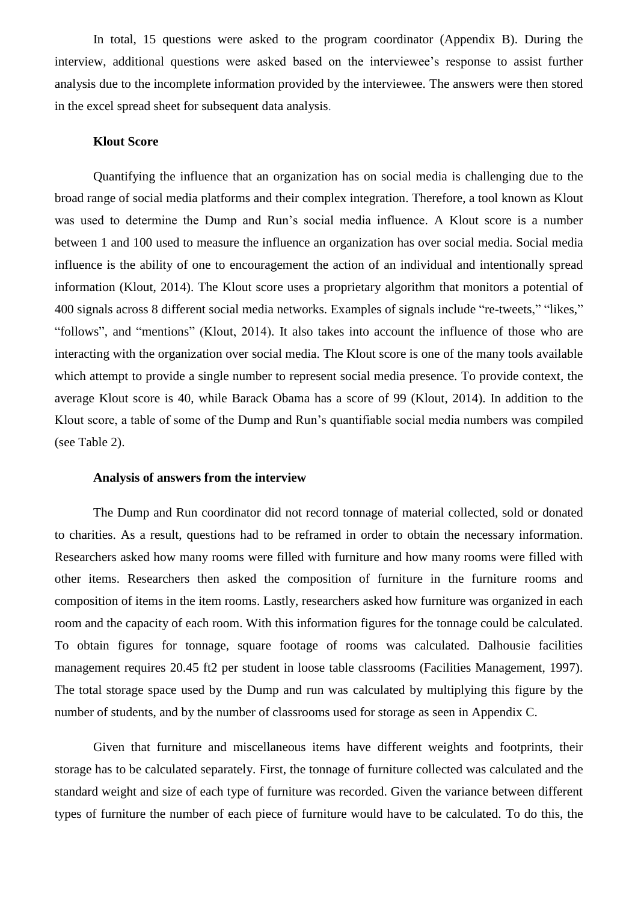In total, 15 questions were asked to the program coordinator (Appendix B). During the interview, additional questions were asked based on the interviewee's response to assist further analysis due to the incomplete information provided by the interviewee. The answers were then stored in the excel spread sheet for subsequent data analysis.

### Klout Score

Quantifying the influence that an organization has on social media is challenging due to the broad range of social media platforms and their complex integration. Therefore, a tool known as Klout was used to determine the Dump and Run's social media influence. A Klout score is a number between 1 and 100 used to measure the influence an organization has over social media. Social media influence is the ability of one to encouragement the action of an individual and intentionally spread information (Klout, 2014). The Klout score uses a proprietary algorithm that monitors a potential of 400 signals across 8 different social media networks. Examples of signals include "re-tweets," "likes," "follows", and "mentions" (Klout, 2014). It also takes into account the influence of those who are interacting with the organization over social media. The Klout score is one of the many tools available which attempt to provide a single number to represent social media presence. To provide context, the average Klout score is 40, while Barack Obama has a score of 99 (Klout, 2014). In addition to the Klout score, a table of some of the Dump and Run's quantifiable social media numbers was compiled (see Table 2).

### Analysis of answers from the interview

The Dump and Run coordinator did not record tonnage of material collected, sold or donated to charities. As a result, questions had to be reframed in order to obtain the necessary information. Researchers asked how many rooms were filled with furniture and how many rooms were filled with other items. Researchers then asked the composition of furniture in the furniture rooms and composition of items in the item rooms. Lastly, researchers asked how furniture was organized in each room and the capacity of each room. With this information figures for the tonnage could be calculated. To obtain figures for tonnage, square footage of rooms was calculated. Dalhousie facilities management requires 20.45 ft2 per student in loose table classrooms (Facilities Management, 1997). The total storage space used by the Dump and run was calculated by multiplying this figure by the number of students, and by the number of classrooms used for storage as seen in Appendix C.

Given that furniture and miscellaneous items have different weights and footprints, their storage has to be calculated separately. First, the tonnage of furniture collected was calculated and the standard weight and size of each type of furniture was recorded. Given the variance between different types of furniture the number of each piece of furniture would have to be calculated. To do this, the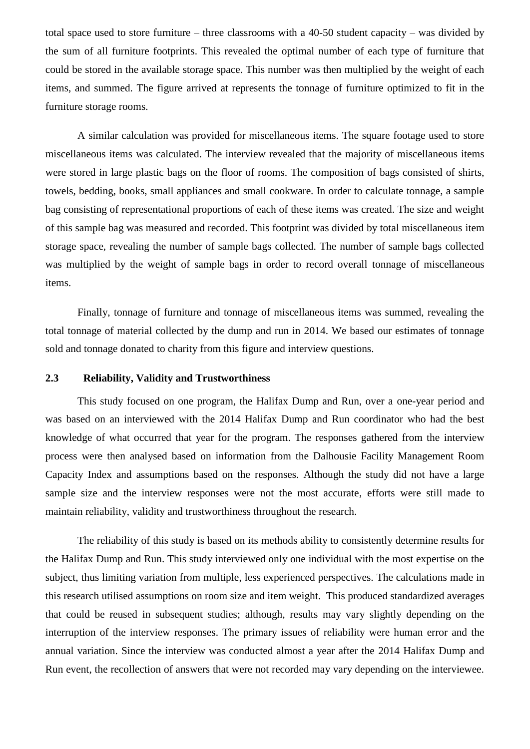total space used to store furniture – three classrooms with a 40-50 student capacity – was divided by the sum of all furniture footprints. This revealed the optimal number of each type of furniture that could be stored in the available storage space. This number was then multiplied by the weight of each items, and summed. The figure arrived at represents the tonnage of furniture optimized to fit in the furniture storage rooms.

A similar calculation was provided for miscellaneous items. The square footage used to store miscellaneous items was calculated. The interview revealed that the majority of miscellaneous items were stored in large plastic bags on the floor of rooms. The composition of bags consisted of shirts, towels, bedding, books, small appliances and small cookware. In order to calculate tonnage, a sample bag consisting of representational proportions of each of these items was created. The size and weight of this sample bag was measured and recorded. This footprint was divided by total miscellaneous item storage space, revealing the number of sample bags collected. The number of sample bags collected was multiplied by the weight of sample bags in order to record overall tonnage of miscellaneous items.

Finally, tonnage of furniture and tonnage of miscellaneous items was summed, revealing the total tonnage of material collected by the dump and run in 2014. We based our estimates of tonnage sold and tonnage donated to charity from this figure and interview questions.

### 2.3 Reliability, Validity and Trustworthiness

This study focused on one program, the Halifax Dump and Run, over a one-year period and was based on an interviewed with the 2014 Halifax Dump and Run coordinator who had the best knowledge of what occurred that year for the program. The responses gathered from the interview process were then analysed based on information from the Dalhousie Facility Management Room Capacity Index and assumptions based on the responses. Although the study did not have a large sample size and the interview responses were not the most accurate, efforts were still made to maintain reliability, validity and trustworthiness throughout the research.

The reliability of this study is based on its methods ability to consistently determine results for the Halifax Dump and Run. This study interviewed only one individual with the most expertise on the subject, thus limiting variation from multiple, less experienced perspectives. The calculations made in this research utilised assumptions on room size and item weight. This produced standardized averages that could be reused in subsequent studies; although, results may vary slightly depending on the interruption of the interview responses. The primary issues of reliability were human error and the annual variation. Since the interview was conducted almost a year after the 2014 Halifax Dump and Run event, the recollection of answers that were not recorded may vary depending on the interviewee.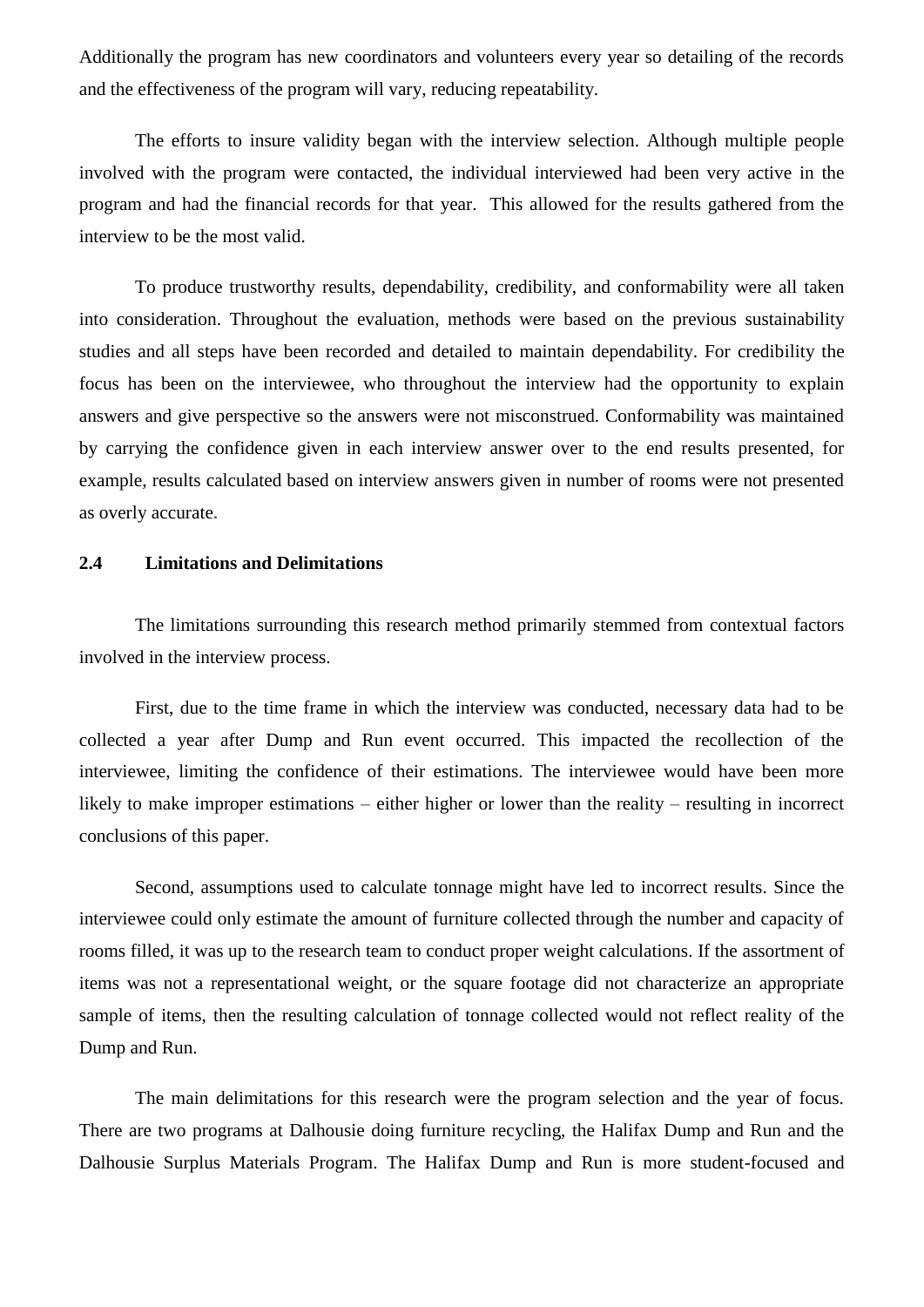Additionally the program has new coordinators and volunteers every year so detailing of the records and the effectiveness of the program will vary, reducing repeatability.

The efforts to insure validity began with the interview selection. Although multiple people involved with the program were contacted, the individual interviewed had been very active in the program and had the financial records for that year. This allowed for the results gathered from the interview to be the most valid.

To produce trustworthy results, dependability, credibility, and conformability were all taken into consideration. Throughout the evaluation, methods were based on the previous sustainability studies and all steps have been recorded and detailed to maintain dependability. For credibility the focus has been on the interviewee, who throughout the interview had the opportunity to explain answers and give perspective so the answers were not misconstrued. Conformability was maintained by carrying the confidence given in each interview answer over to the end results presented, for example, results calculated based on interview answers given in number of rooms were not presented as overly accurate.

## 2.4 Limitations and Delimitations

The limitations surrounding this research method primarily stemmed from contextual factors involved in the interview process.

First, due to the time frame in which the interview was conducted, necessary data had to be collected a year after Dump and Run event occurred. This impacted the recollection of the interviewee, limiting the confidence of their estimations. The interviewee would have been more likely to make improper estimations – either higher or lower than the reality – resulting in incorrect conclusions of this paper.

Second, assumptions used to calculate tonnage might have led to incorrect results. Since the interviewee could only estimate the amount of furniture collected through the number and capacity of rooms filled, it was up to the research team to conduct proper weight calculations. If the assortment of items was not a representational weight, or the square footage did not characterize an appropriate sample of items, then the resulting calculation of tonnage collected would not reflect reality of the Dump and Run.

The main delimitations for this research were the program selection and the year of focus. There are two programs at Dalhousie doing furniture recycling, the Halifax Dump and Run and the Dalhousie Surplus Materials Program. The Halifax Dump and Run is more student-focused and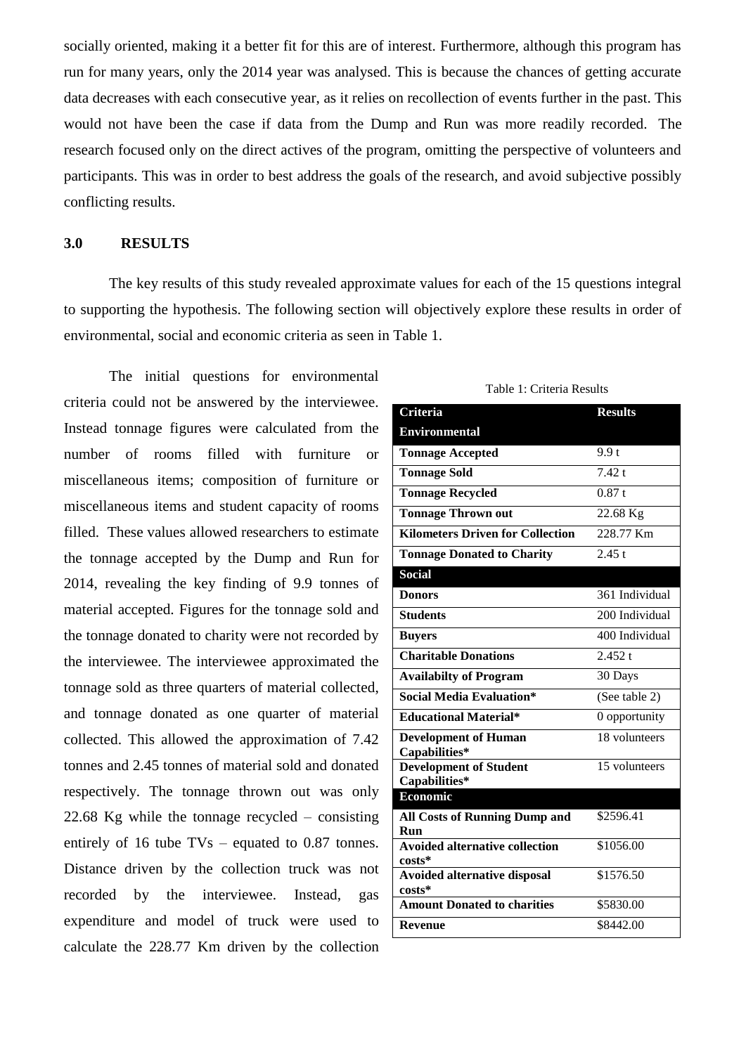socially oriented, making it a better fit for this are of interest. Furthermore, although this program has run for many years, only the 2014 year was analysed. This is because the chances of getting accurate data decreases with each consecutive year, as it relies on recollection of events further in the past. This would not have been the case if data from the Dump and Run was more readily recorded. The research focused only on the direct actives of the program, omitting the perspective of volunteers and participants. This was in order to best address the goals of the research, and avoid subjective possibly conflicting results.

## 3.0 RESULTS

The key results of this study revealed approximate values for each of the 15 questions integral to supporting the hypothesis. The following section will objectively explore these results in order of environmental, social and economic criteria as seen in Table 1.

The initial questions for environmental criteria could not be answered by the interviewee. Instead tonnage figures were calculated from the number of rooms filled with furniture or miscellaneous items; composition of furniture or miscellaneous items and student capacity of rooms filled. These values allowed researchers to estimate the tonnage accepted by the Dump and Run for 2014, revealing the key finding of 9.9 tonnes of material accepted. Figures for the tonnage sold and the tonnage donated to charity were not recorded by the interviewee. The interviewee approximated the tonnage sold as three quarters of material collected, and tonnage donated as one quarter of material collected. This allowed the approximation of 7.42 tonnes and 2.45 tonnes of material sold and donated respectively. The tonnage thrown out was only 22.68 Kg while the tonnage recycled – consisting entirely of 16 tube TVs – equated to 0.87 tonnes. Distance driven by the collection truck was not recorded by the interviewee. Instead, gas expenditure and model of truck were used to calculate the 228.77 Km driven by the collection

Table 1: Criteria Results

| Criteria | Results |
|---|---|
| **Environmental** | |
| **Tonnage Accepted** | 9.9 t |
| **Tonnage Sold** | 7.42 t |
| **Tonnage Recycled** | 0.87 t |
| **Tonnage Thrown out** | 22.68 Kg |
| **Kilometers Driven for Collection** | 228.77 Km |
| **Tonnage Donated to Charity** | 2.45 t |
| **Social** | |
| **Donors** | 361 Individual |
| **Students** | 200 Individual |
| **Buyers** | 400 Individual |
| **Charitable Donations** | 2.452 t |
| **Availabilty of Program** | 30 Days |
| **Social Media Evaluation*** | (See table 2) |
| **Educational Material*** | 0 opportunity |
| **Development of Human Capabilities*** | 18 volunteers |
| **Development of Student Capabilities*** | 15 volunteers |
| **Economic** | |
| **All Costs of Running Dump and Run** | $2596.41 |
| **Avoided alternative collection costs*** | $1056.00 |
| **Avoided alternative disposal costs*** | $1576.50 |
| **Amount Donated to charities** | $5830.00 |
| **Revenue** | $8442.00 |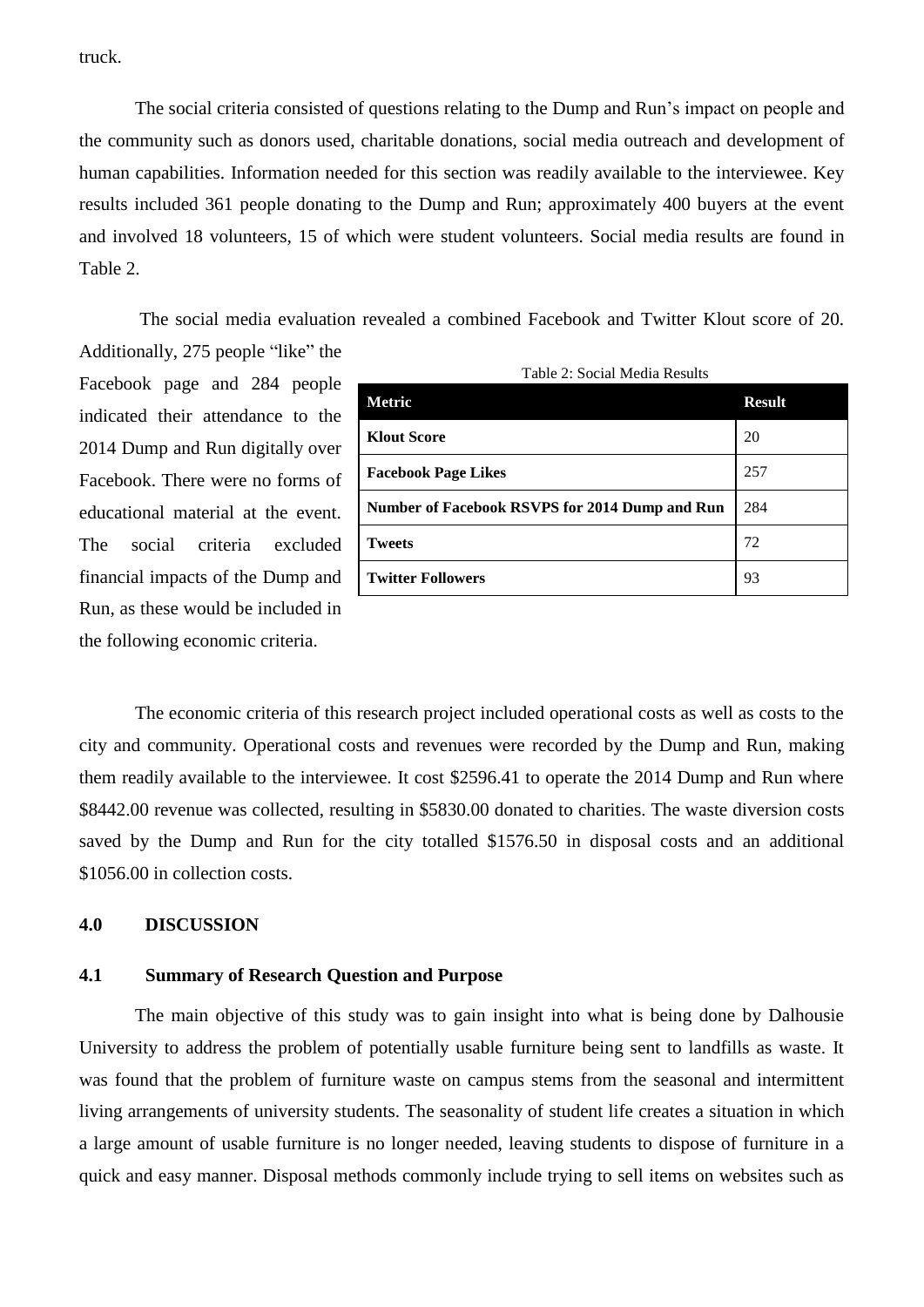truck.

The social criteria consisted of questions relating to the Dump and Run's impact on people and the community such as donors used, charitable donations, social media outreach and development of human capabilities. Information needed for this section was readily available to the interviewee. Key results included 361 people donating to the Dump and Run; approximately 400 buyers at the event and involved 18 volunteers, 15 of which were student volunteers. Social media results are found in Table 2.

The social media evaluation revealed a combined Facebook and Twitter Klout score of 20. Additionally, 275 people "like" the Facebook page and 284 people indicated their attendance to the 2014 Dump and Run digitally over Facebook. There were no forms of educational material at the event. The social criteria excluded financial impacts of the Dump and Run, as these would be included in the following economic criteria.

Table 2: Social Media Results

| Metric | Result |
|---|---|
| **Klout Score** | 20 |
| **Facebook Page Likes** | 257 |
| **Number of Facebook RSVPS for 2014 Dump and Run** | 284 |
| **Tweets** | 72 |
| **Twitter Followers** | 93 |

The economic criteria of this research project included operational costs as well as costs to the city and community. Operational costs and revenues were recorded by the Dump and Run, making them readily available to the interviewee. It cost $2596.41 to operate the 2014 Dump and Run where $8442.00 revenue was collected, resulting in $5830.00 donated to charities. The waste diversion costs saved by the Dump and Run for the city totalled $1576.50 in disposal costs and an additional $1056.00 in collection costs.

## 4.0 DISCUSSION

### 4.1 Summary of Research Question and Purpose

The main objective of this study was to gain insight into what is being done by Dalhousie University to address the problem of potentially usable furniture being sent to landfills as waste. It was found that the problem of furniture waste on campus stems from the seasonal and intermittent living arrangements of university students. The seasonality of student life creates a situation in which a large amount of usable furniture is no longer needed, leaving students to dispose of furniture in a quick and easy manner. Disposal methods commonly include trying to sell items on websites such as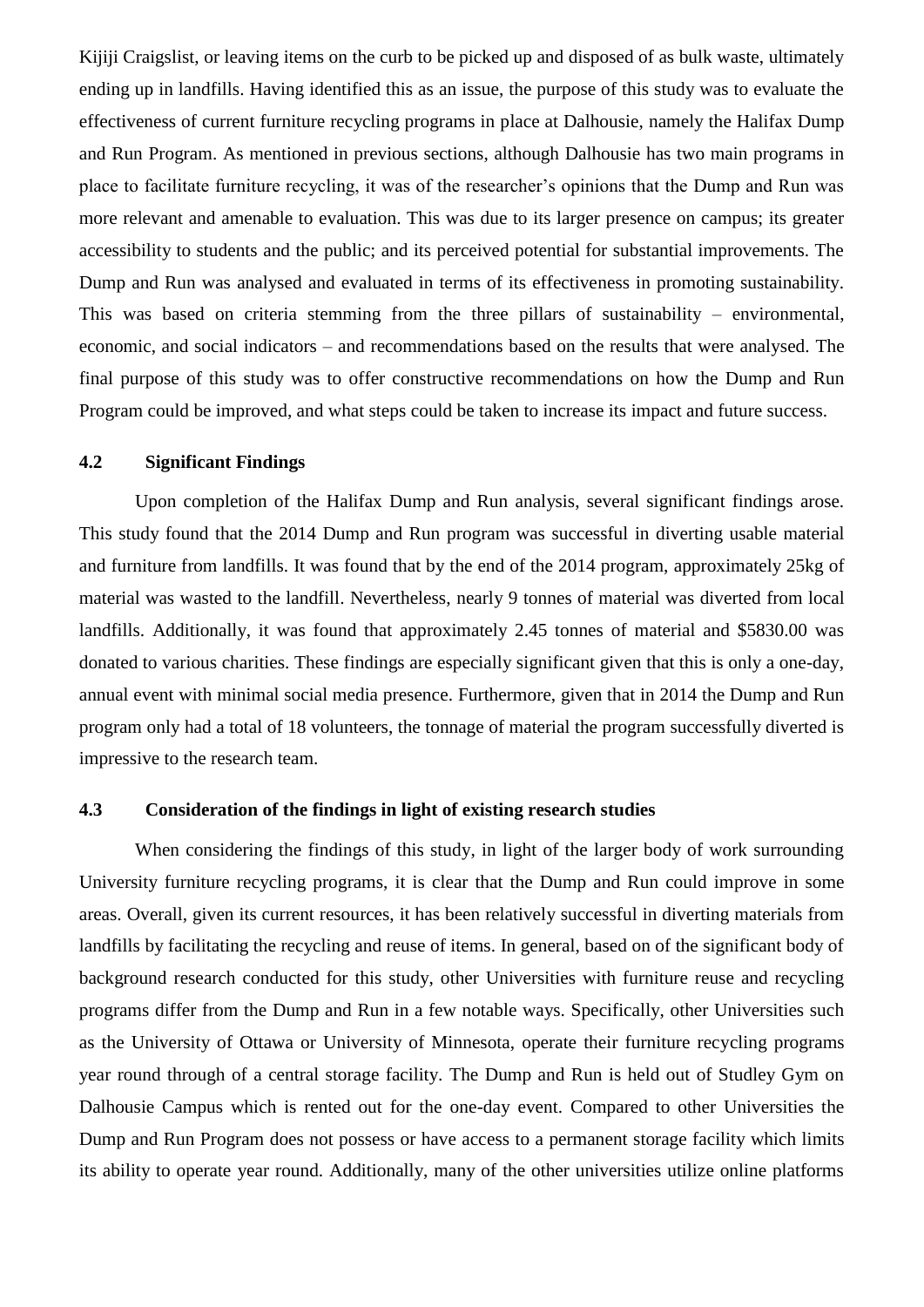Kijiji Craigslist, or leaving items on the curb to be picked up and disposed of as bulk waste, ultimately ending up in landfills. Having identified this as an issue, the purpose of this study was to evaluate the effectiveness of current furniture recycling programs in place at Dalhousie, namely the Halifax Dump and Run Program. As mentioned in previous sections, although Dalhousie has two main programs in place to facilitate furniture recycling, it was of the researcher's opinions that the Dump and Run was more relevant and amenable to evaluation. This was due to its larger presence on campus; its greater accessibility to students and the public; and its perceived potential for substantial improvements. The Dump and Run was analysed and evaluated in terms of its effectiveness in promoting sustainability. This was based on criteria stemming from the three pillars of sustainability – environmental, economic, and social indicators – and recommendations based on the results that were analysed. The final purpose of this study was to offer constructive recommendations on how the Dump and Run Program could be improved, and what steps could be taken to increase its impact and future success.

### 4.2 Significant Findings

Upon completion of the Halifax Dump and Run analysis, several significant findings arose. This study found that the 2014 Dump and Run program was successful in diverting usable material and furniture from landfills. It was found that by the end of the 2014 program, approximately 25kg of material was wasted to the landfill. Nevertheless, nearly 9 tonnes of material was diverted from local landfills. Additionally, it was found that approximately 2.45 tonnes of material and $5830.00 was donated to various charities. These findings are especially significant given that this is only a one-day, annual event with minimal social media presence. Furthermore, given that in 2014 the Dump and Run program only had a total of 18 volunteers, the tonnage of material the program successfully diverted is impressive to the research team.

### 4.3 Consideration of the findings in light of existing research studies

When considering the findings of this study, in light of the larger body of work surrounding University furniture recycling programs, it is clear that the Dump and Run could improve in some areas. Overall, given its current resources, it has been relatively successful in diverting materials from landfills by facilitating the recycling and reuse of items. In general, based on of the significant body of background research conducted for this study, other Universities with furniture reuse and recycling programs differ from the Dump and Run in a few notable ways. Specifically, other Universities such as the University of Ottawa or University of Minnesota, operate their furniture recycling programs year round through of a central storage facility. The Dump and Run is held out of Studley Gym on Dalhousie Campus which is rented out for the one-day event. Compared to other Universities the Dump and Run Program does not possess or have access to a permanent storage facility which limits its ability to operate year round. Additionally, many of the other universities utilize online platforms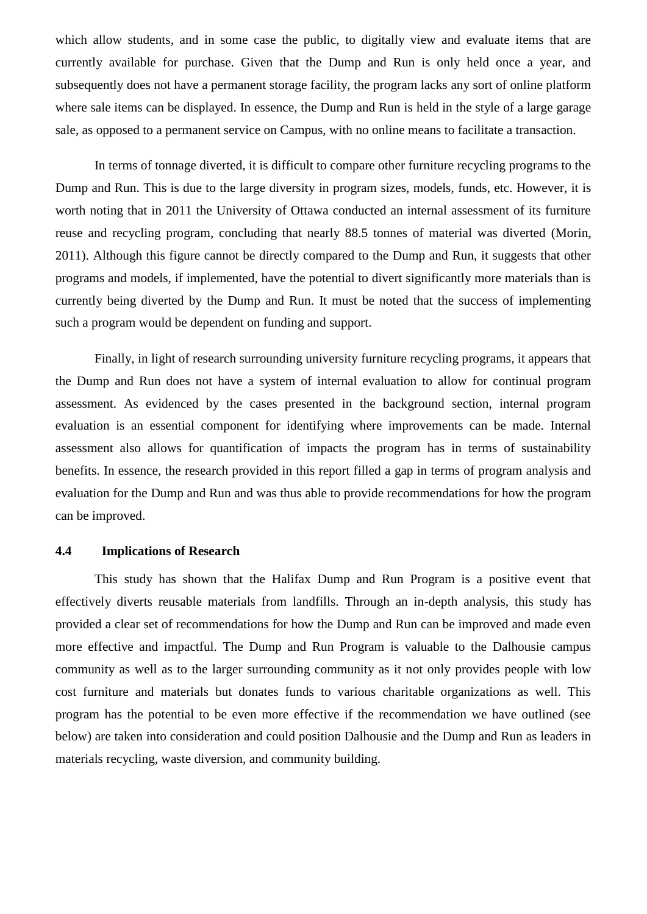which allow students, and in some case the public, to digitally view and evaluate items that are currently available for purchase. Given that the Dump and Run is only held once a year, and subsequently does not have a permanent storage facility, the program lacks any sort of online platform where sale items can be displayed. In essence, the Dump and Run is held in the style of a large garage sale, as opposed to a permanent service on Campus, with no online means to facilitate a transaction.

In terms of tonnage diverted, it is difficult to compare other furniture recycling programs to the Dump and Run. This is due to the large diversity in program sizes, models, funds, etc. However, it is worth noting that in 2011 the University of Ottawa conducted an internal assessment of its furniture reuse and recycling program, concluding that nearly 88.5 tonnes of material was diverted (Morin, 2011). Although this figure cannot be directly compared to the Dump and Run, it suggests that other programs and models, if implemented, have the potential to divert significantly more materials than is currently being diverted by the Dump and Run. It must be noted that the success of implementing such a program would be dependent on funding and support.

Finally, in light of research surrounding university furniture recycling programs, it appears that the Dump and Run does not have a system of internal evaluation to allow for continual program assessment. As evidenced by the cases presented in the background section, internal program evaluation is an essential component for identifying where improvements can be made. Internal assessment also allows for quantification of impacts the program has in terms of sustainability benefits. In essence, the research provided in this report filled a gap in terms of program analysis and evaluation for the Dump and Run and was thus able to provide recommendations for how the program can be improved.

### 4.4 Implications of Research

This study has shown that the Halifax Dump and Run Program is a positive event that effectively diverts reusable materials from landfills. Through an in-depth analysis, this study has provided a clear set of recommendations for how the Dump and Run can be improved and made even more effective and impactful. The Dump and Run Program is valuable to the Dalhousie campus community as well as to the larger surrounding community as it not only provides people with low cost furniture and materials but donates funds to various charitable organizations as well. This program has the potential to be even more effective if the recommendation we have outlined (see below) are taken into consideration and could position Dalhousie and the Dump and Run as leaders in materials recycling, waste diversion, and community building.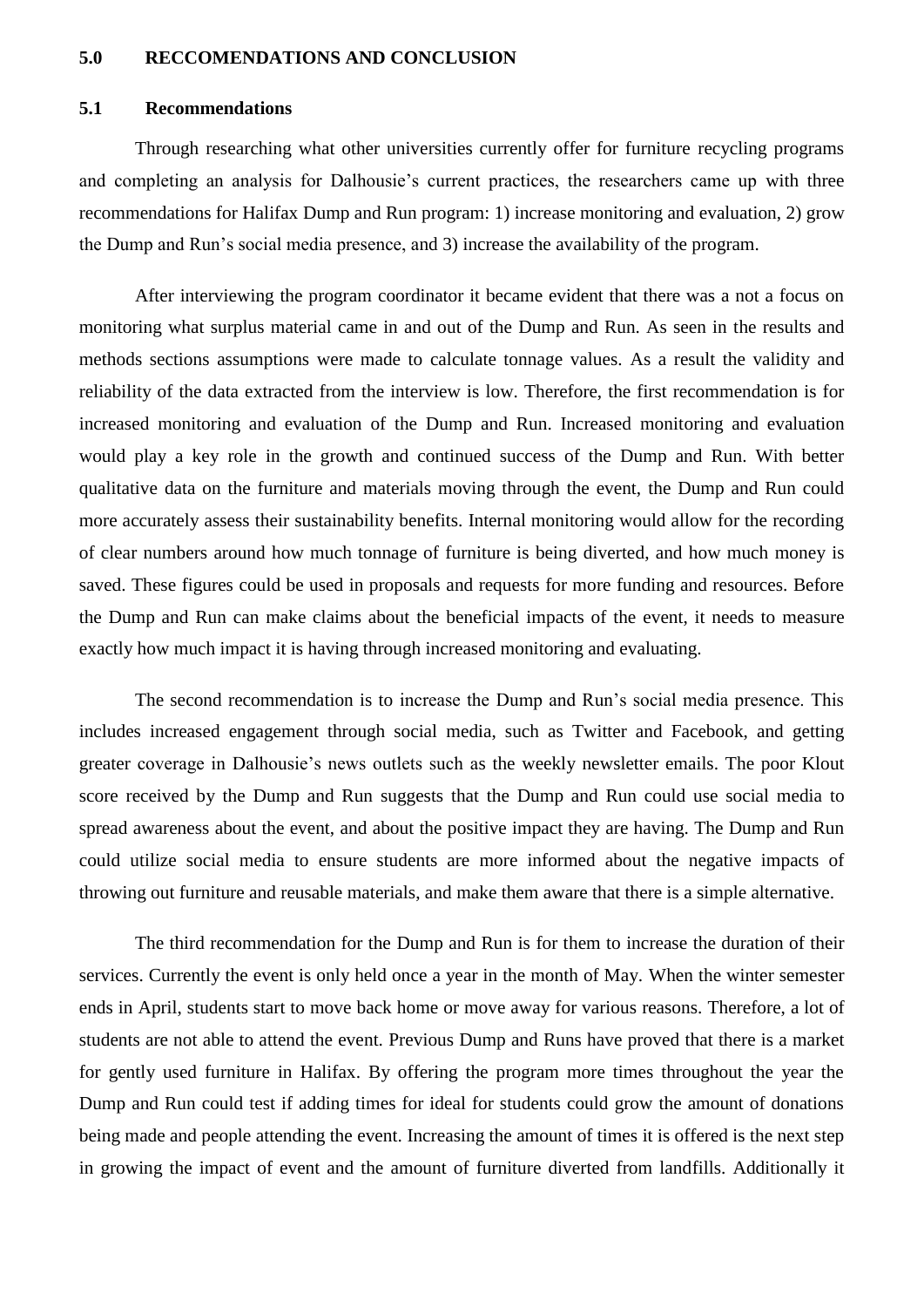## 5.0 RECCOMENDATIONS AND CONCLUSION

### 5.1 Recommendations

Through researching what other universities currently offer for furniture recycling programs and completing an analysis for Dalhousie's current practices, the researchers came up with three recommendations for Halifax Dump and Run program: 1) increase monitoring and evaluation, 2) grow the Dump and Run's social media presence, and 3) increase the availability of the program.

After interviewing the program coordinator it became evident that there was a not a focus on monitoring what surplus material came in and out of the Dump and Run. As seen in the results and methods sections assumptions were made to calculate tonnage values. As a result the validity and reliability of the data extracted from the interview is low. Therefore, the first recommendation is for increased monitoring and evaluation of the Dump and Run. Increased monitoring and evaluation would play a key role in the growth and continued success of the Dump and Run. With better qualitative data on the furniture and materials moving through the event, the Dump and Run could more accurately assess their sustainability benefits. Internal monitoring would allow for the recording of clear numbers around how much tonnage of furniture is being diverted, and how much money is saved. These figures could be used in proposals and requests for more funding and resources. Before the Dump and Run can make claims about the beneficial impacts of the event, it needs to measure exactly how much impact it is having through increased monitoring and evaluating.

The second recommendation is to increase the Dump and Run's social media presence. This includes increased engagement through social media, such as Twitter and Facebook, and getting greater coverage in Dalhousie's news outlets such as the weekly newsletter emails. The poor Klout score received by the Dump and Run suggests that the Dump and Run could use social media to spread awareness about the event, and about the positive impact they are having. The Dump and Run could utilize social media to ensure students are more informed about the negative impacts of throwing out furniture and reusable materials, and make them aware that there is a simple alternative.

The third recommendation for the Dump and Run is for them to increase the duration of their services. Currently the event is only held once a year in the month of May. When the winter semester ends in April, students start to move back home or move away for various reasons. Therefore, a lot of students are not able to attend the event. Previous Dump and Runs have proved that there is a market for gently used furniture in Halifax. By offering the program more times throughout the year the Dump and Run could test if adding times for ideal for students could grow the amount of donations being made and people attending the event. Increasing the amount of times it is offered is the next step in growing the impact of event and the amount of furniture diverted from landfills. Additionally it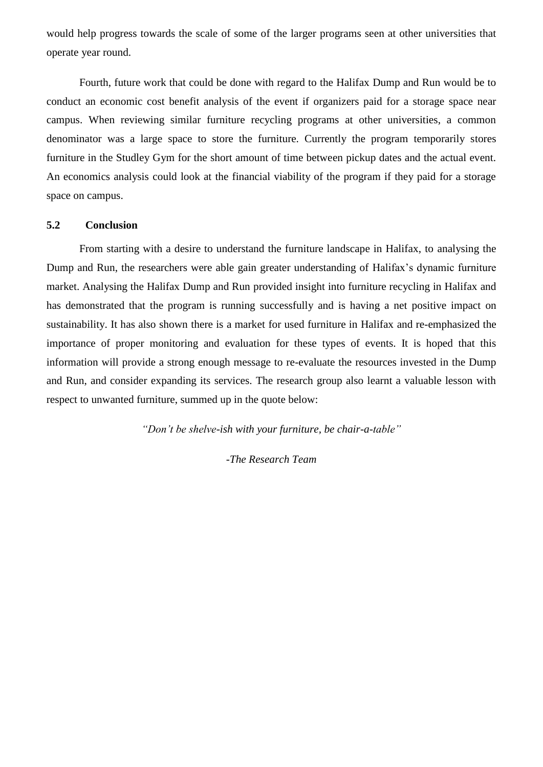would help progress towards the scale of some of the larger programs seen at other universities that operate year round.

Fourth, future work that could be done with regard to the Halifax Dump and Run would be to conduct an economic cost benefit analysis of the event if organizers paid for a storage space near campus. When reviewing similar furniture recycling programs at other universities, a common denominator was a large space to store the furniture. Currently the program temporarily stores furniture in the Studley Gym for the short amount of time between pickup dates and the actual event. An economics analysis could look at the financial viability of the program if they paid for a storage space on campus.

### 5.2 Conclusion

From starting with a desire to understand the furniture landscape in Halifax, to analysing the Dump and Run, the researchers were able gain greater understanding of Halifax's dynamic furniture market. Analysing the Halifax Dump and Run provided insight into furniture recycling in Halifax and has demonstrated that the program is running successfully and is having a net positive impact on sustainability. It has also shown there is a market for used furniture in Halifax and re-emphasized the importance of proper monitoring and evaluation for these types of events. It is hoped that this information will provide a strong enough message to re-evaluate the resources invested in the Dump and Run, and consider expanding its services. The research group also learnt a valuable lesson with respect to unwanted furniture, summed up in the quote below:

*"Don't be shelve-ish with your furniture, be chair-a-table"*

*-The Research Team*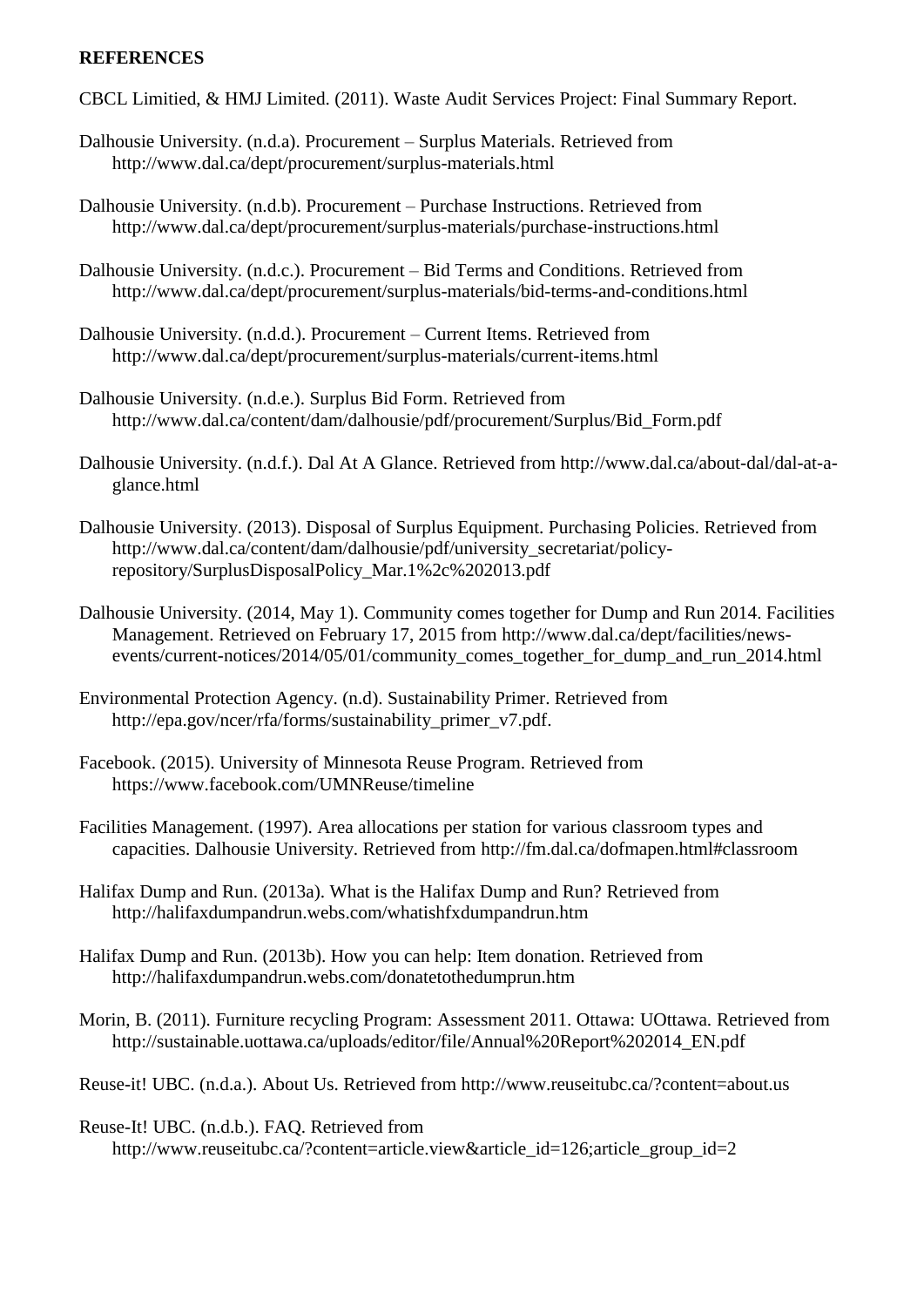**REFERENCES**

CBCL Limitied, & HMJ Limited. (2011). Waste Audit Services Project: Final Summary Report.

Dalhousie University. (n.d.a). Procurement – Surplus Materials. Retrieved from http://www.dal.ca/dept/procurement/surplus-materials.html

Dalhousie University. (n.d.b). Procurement – Purchase Instructions. Retrieved from http://www.dal.ca/dept/procurement/surplus-materials/purchase-instructions.html

Dalhousie University. (n.d.c.). Procurement – Bid Terms and Conditions. Retrieved from http://www.dal.ca/dept/procurement/surplus-materials/bid-terms-and-conditions.html

Dalhousie University. (n.d.d.). Procurement – Current Items. Retrieved from http://www.dal.ca/dept/procurement/surplus-materials/current-items.html

Dalhousie University. (n.d.e.). Surplus Bid Form. Retrieved from http://www.dal.ca/content/dam/dalhousie/pdf/procurement/Surplus/Bid_Form.pdf

Dalhousie University. (n.d.f.). Dal At A Glance. Retrieved from http://www.dal.ca/about-dal/dal-at-a-glance.html

Dalhousie University. (2013). Disposal of Surplus Equipment. Purchasing Policies. Retrieved from http://www.dal.ca/content/dam/dalhousie/pdf/university_secretariat/policy-repository/SurplusDisposalPolicy_Mar.1%2c%202013.pdf

Dalhousie University. (2014, May 1). Community comes together for Dump and Run 2014. Facilities Management. Retrieved on February 17, 2015 from http://www.dal.ca/dept/facilities/news-events/current-notices/2014/05/01/community_comes_together_for_dump_and_run_2014.html

Environmental Protection Agency. (n.d). Sustainability Primer. Retrieved from http://epa.gov/ncer/rfa/forms/sustainability_primer_v7.pdf.

Facebook. (2015). University of Minnesota Reuse Program. Retrieved from https://www.facebook.com/UMNReuse/timeline

Facilities Management. (1997). Area allocations per station for various classroom types and capacities. Dalhousie University. Retrieved from http://fm.dal.ca/dofmapen.html#classroom

Halifax Dump and Run. (2013a). What is the Halifax Dump and Run? Retrieved from http://halifaxdumpandrun.webs.com/whatishfxdumpandrun.htm

Halifax Dump and Run. (2013b). How you can help: Item donation. Retrieved from http://halifaxdumpandrun.webs.com/donatetothedumprun.htm

Morin, B. (2011). Furniture recycling Program: Assessment 2011. Ottawa: UOttawa. Retrieved from http://sustainable.uottawa.ca/uploads/editor/file/Annual%20Report%202014_EN.pdf

Reuse-it! UBC. (n.d.a.). About Us. Retrieved from http://www.reuseitubc.ca/?content=about.us

Reuse-It! UBC. (n.d.b.). FAQ. Retrieved from http://www.reuseitubc.ca/?content=article.view&article_id=126;article_group_id=2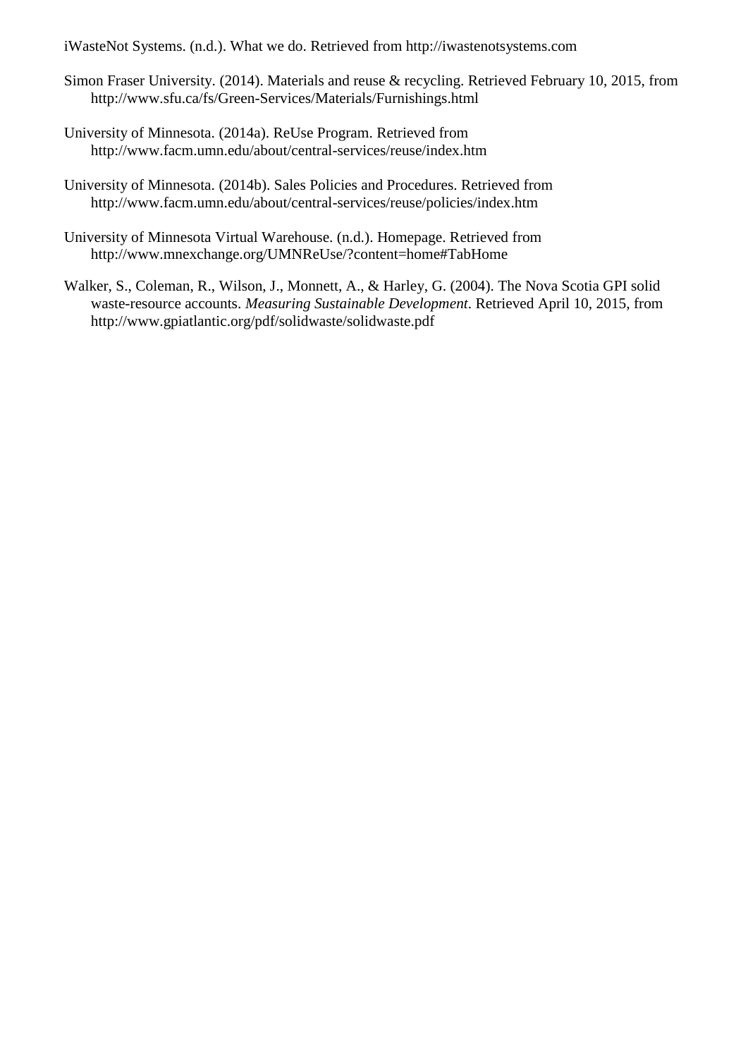iWasteNot Systems. (n.d.). What we do. Retrieved from http://iwastenotsystems.com

Simon Fraser University. (2014). Materials and reuse & recycling. Retrieved February 10, 2015, from http://www.sfu.ca/fs/Green-Services/Materials/Furnishings.html

University of Minnesota. (2014a). ReUse Program. Retrieved from http://www.facm.umn.edu/about/central-services/reuse/index.htm

University of Minnesota. (2014b). Sales Policies and Procedures. Retrieved from http://www.facm.umn.edu/about/central-services/reuse/policies/index.htm

University of Minnesota Virtual Warehouse. (n.d.). Homepage. Retrieved from http://www.mnexchange.org/UMNReUse/?content=home#TabHome

Walker, S., Coleman, R., Wilson, J., Monnett, A., & Harley, G. (2004). The Nova Scotia GPI solid waste-resource accounts. *Measuring Sustainable Development*. Retrieved April 10, 2015, from http://www.gpiatlantic.org/pdf/solidwaste/solidwaste.pdf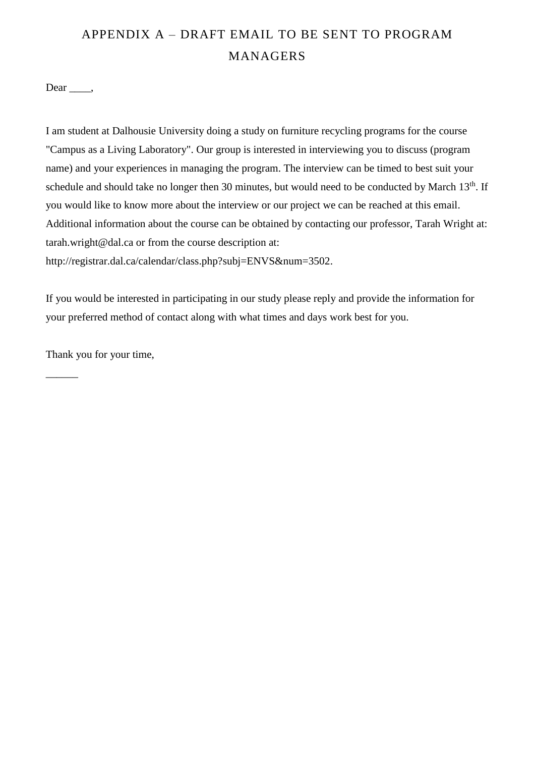# APPENDIX A – DRAFT EMAIL TO BE SENT TO PROGRAM MANAGERS

Dear ____,

I am student at Dalhousie University doing a study on furniture recycling programs for the course "Campus as a Living Laboratory". Our group is interested in interviewing you to discuss (program name) and your experiences in managing the program. The interview can be timed to best suit your schedule and should take no longer then 30 minutes, but would need to be conducted by March 13th. If you would like to know more about the interview or our project we can be reached at this email. Additional information about the course can be obtained by contacting our professor, Tarah Wright at: tarah.wright@dal.ca or from the course description at: http://registrar.dal.ca/calendar/class.php?subj=ENVS&num=3502.

If you would be interested in participating in our study please reply and provide the information for your preferred method of contact along with what times and days work best for you.

Thank you for your time,

______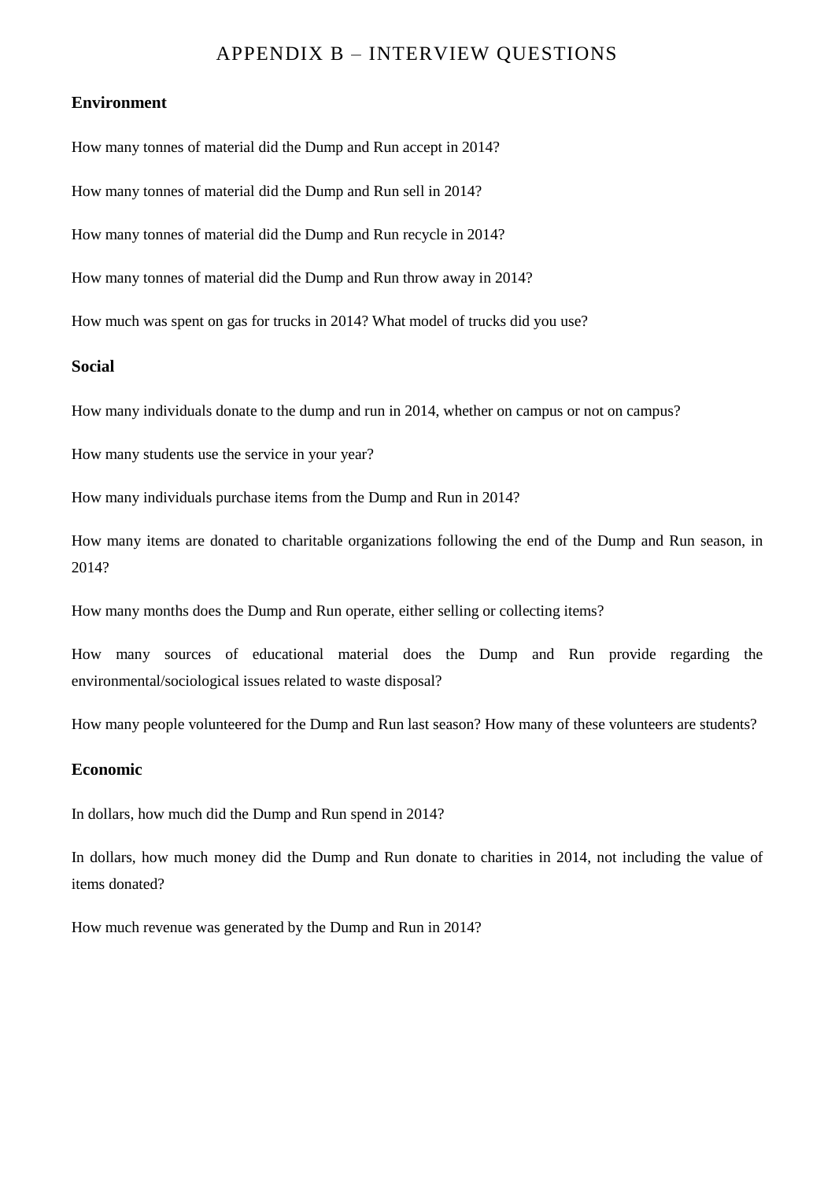# APPENDIX B – INTERVIEW QUESTIONS

### Environment

How many tonnes of material did the Dump and Run accept in 2014?

How many tonnes of material did the Dump and Run sell in 2014?

How many tonnes of material did the Dump and Run recycle in 2014?

How many tonnes of material did the Dump and Run throw away in 2014?

How much was spent on gas for trucks in 2014? What model of trucks did you use?

### Social

How many individuals donate to the dump and run in 2014, whether on campus or not on campus?

How many students use the service in your year?

How many individuals purchase items from the Dump and Run in 2014?

How many items are donated to charitable organizations following the end of the Dump and Run season, in 2014?

How many months does the Dump and Run operate, either selling or collecting items?

How many sources of educational material does the Dump and Run provide regarding the environmental/sociological issues related to waste disposal?

How many people volunteered for the Dump and Run last season? How many of these volunteers are students?

### Economic

In dollars, how much did the Dump and Run spend in 2014?

In dollars, how much money did the Dump and Run donate to charities in 2014, not including the value of items donated?

How much revenue was generated by the Dump and Run in 2014?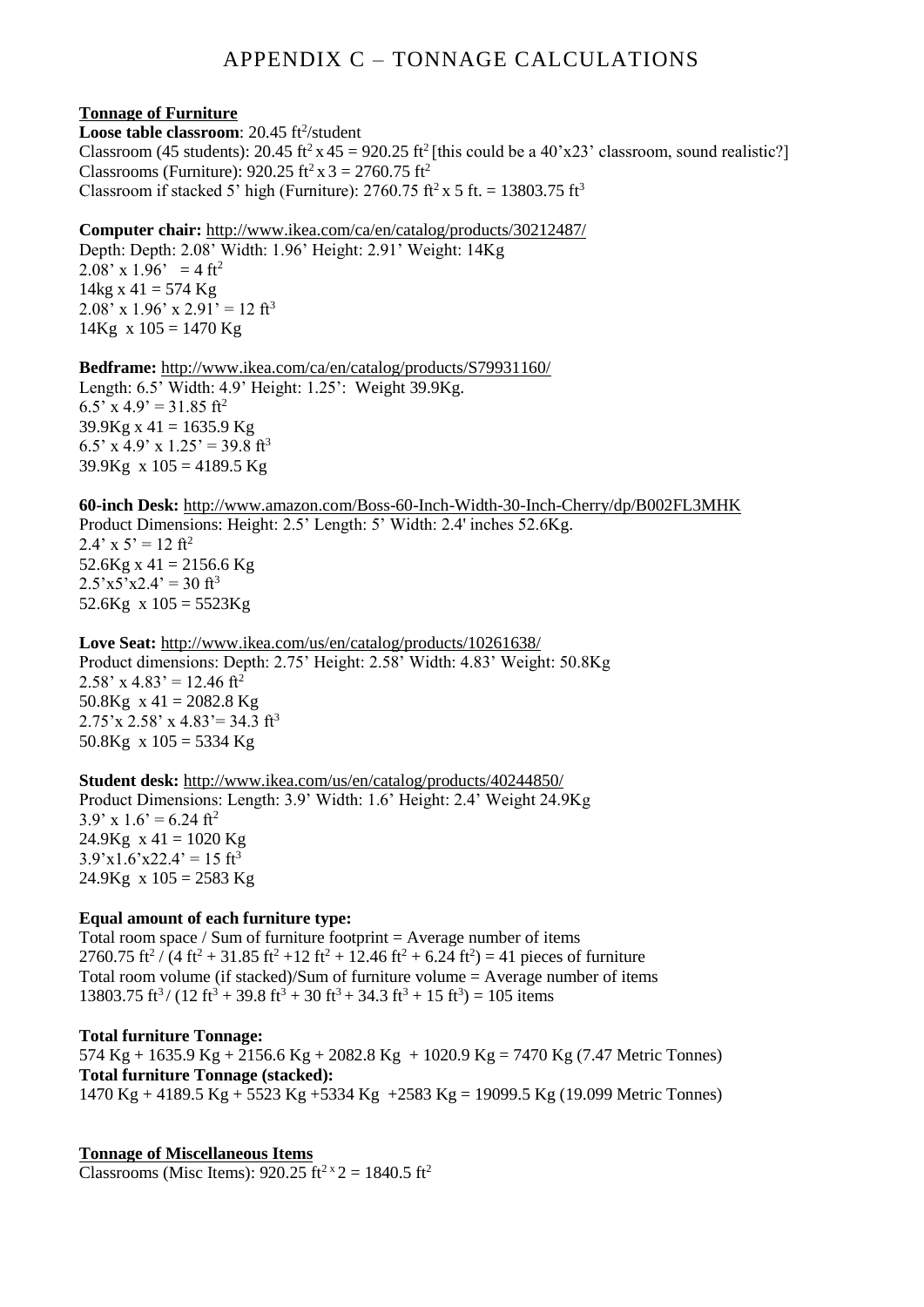# APPENDIX C – TONNAGE CALCULATIONS

**Tonnage of Furniture**

**Loose table classroom**: 20.45 $ft^2$/student

Classroom (45 students): 20.45 $ft^2$ x 45 = 920.25 $ft^2$ [this could be a 40'x23' classroom, sound realistic?]

Classrooms (Furniture): 920.25 $ft^2$ x 3 = 2760.75 $ft^2$

Classroom if stacked 5' high (Furniture): 2760.75 $ft^2$ x 5 ft. = 13803.75 $ft^3$

**Computer chair:** http://www.ikea.com/ca/en/catalog/products/30212487/

Depth: Depth: 2.08' Width: 1.96' Height: 2.91' Weight: 14Kg

2.08' x 1.96' = 4 $ft^2$

14kg x 41 = 574 Kg

2.08' x 1.96' x 2.91' = 12 $ft^3$

14Kg x 105 = 1470 Kg

**Bedframe:** http://www.ikea.com/ca/en/catalog/products/S79931160/

Length: 6.5' Width: 4.9' Height: 1.25': Weight 39.9Kg.

6.5' x 4.9' = 31.85 $ft^2$

39.9Kg x 41 = 1635.9 Kg

6.5' x 4.9' x 1.25' = 39.8 $ft^3$

39.9Kg x 105 = 4189.5 Kg

**60-inch Desk:** http://www.amazon.com/Boss-60-Inch-Width-30-Inch-Cherry/dp/B002FL3MHK

Product Dimensions: Height: 2.5' Length: 5' Width: 2.4' inches 52.6Kg.

2.4' x 5' = 12 $ft^2$

52.6Kg x 41 = 2156.6 Kg

2.5'x5'x2.4' = 30 $ft^3$

52.6Kg x 105 = 5523Kg

**Love Seat:** http://www.ikea.com/us/en/catalog/products/10261638/

Product dimensions: Depth: 2.75' Height: 2.58' Width: 4.83' Weight: 50.8Kg

2.58' x 4.83' = 12.46 $ft^2$

50.8Kg x 41 = 2082.8 Kg

2.75'x 2.58' x 4.83'= 34.3 $ft^3$

50.8Kg x 105 = 5334 Kg

**Student desk:** http://www.ikea.com/us/en/catalog/products/40244850/

Product Dimensions: Length: 3.9' Width: 1.6' Height: 2.4' Weight 24.9Kg

3.9' x 1.6' = 6.24 $ft^2$

24.9Kg x 41 = 1020 Kg

3.9'x1.6'x22.4' = 15 $ft^3$

24.9Kg x 105 = 2583 Kg

**Equal amount of each furniture type:**

Total room space / Sum of furniture footprint = Average number of items

2760.75 $ft^2$ / (4 $ft^2$ + 31.85 $ft^2$ +12 $ft^2$ + 12.46 $ft^2$ + 6.24 $ft^2$) = 41 pieces of furniture

Total room volume (if stacked)/Sum of furniture volume = Average number of items

13803.75 $ft^3$ / (12 $ft^3$ + 39.8 $ft^3$ + 30 $ft^3$ + 34.3 $ft^3$ + 15 $ft^3$) = 105 items

**Total furniture Tonnage:**

574 Kg + 1635.9 Kg + 2156.6 Kg + 2082.8 Kg + 1020.9 Kg = 7470 Kg (7.47 Metric Tonnes)

**Total furniture Tonnage (stacked):**

1470 Kg + 4189.5 Kg + 5523 Kg +5334 Kg +2583 Kg = 19099.5 Kg (19.099 Metric Tonnes)

**Tonnage of Miscellaneous Items**

Classrooms (Misc Items): 920.25 $ft^2$ x 2 = 1840.5 $ft^2$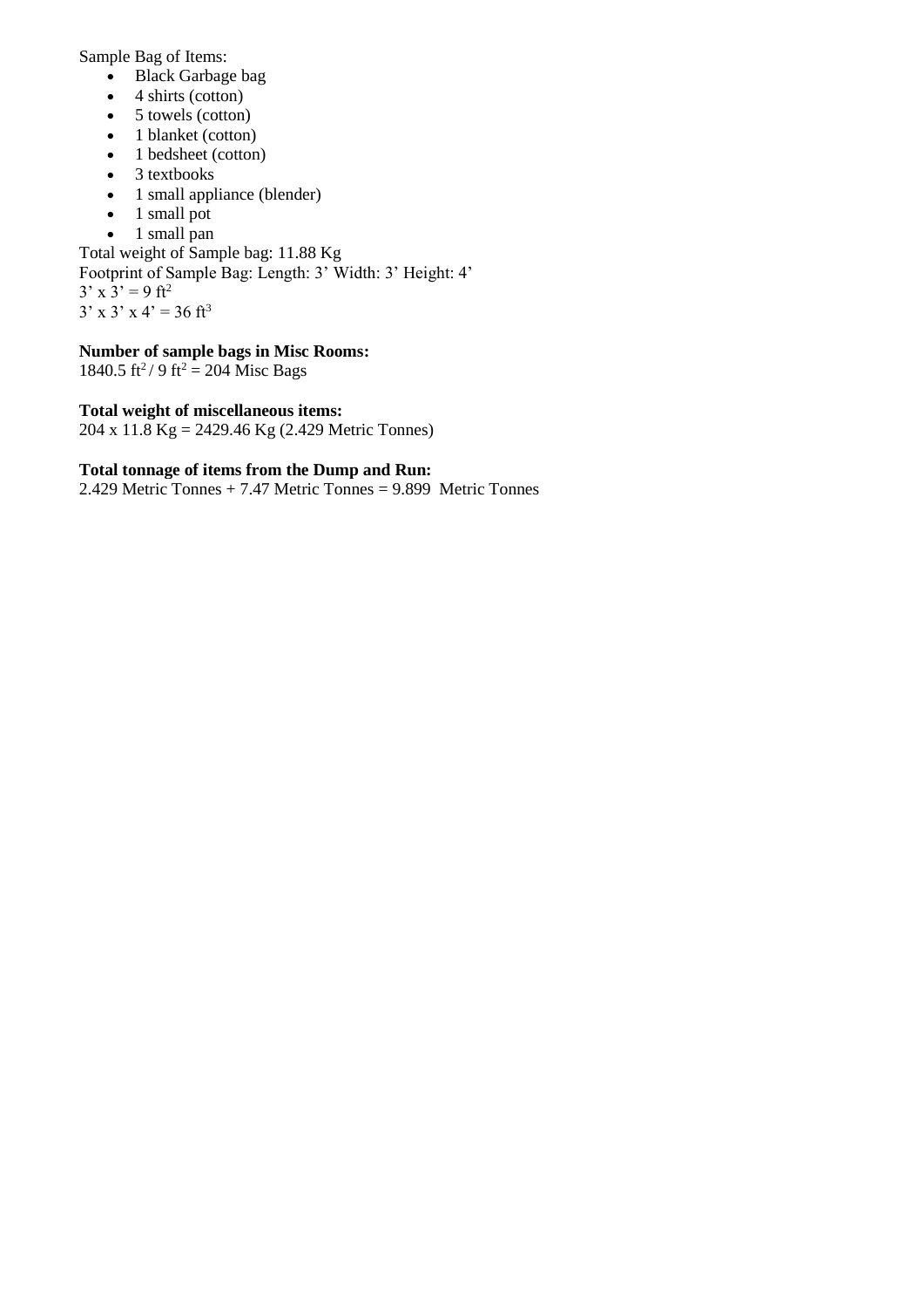Sample Bag of Items:

- Black Garbage bag
- 4 shirts (cotton)
- 5 towels (cotton)
- 1 blanket (cotton)
- 1 bedsheet (cotton)
- 3 textbooks
- 1 small appliance (blender)
- 1 small pot
- 1 small pan

Total weight of Sample bag: 11.88 Kg

Footprint of Sample Bag: Length: 3' Width: 3' Height: 4'

3' x 3' = 9 $ft^2$

3' x 3' x 4' = 36 $ft^3$

**Number of sample bags in Misc Rooms:**

1840.5 $ft^2$ / 9 $ft^2$ = 204 Misc Bags

**Total weight of miscellaneous items:**

204 x 11.8 Kg = 2429.46 Kg (2.429 Metric Tonnes)

**Total tonnage of items from the Dump and Run:**

2.429 Metric Tonnes + 7.47 Metric Tonnes = 9.899 Metric Tonnes